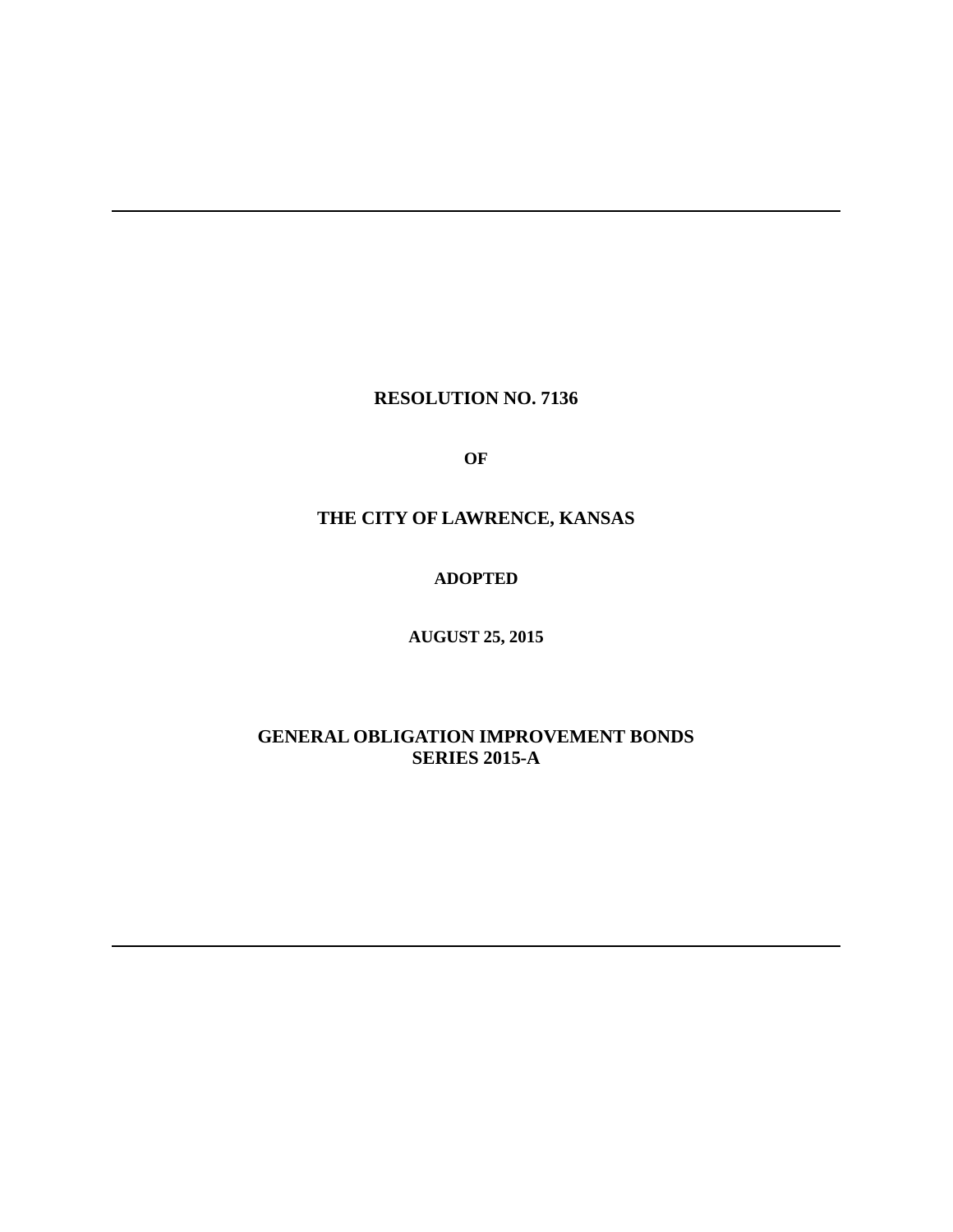# RESOLUTION NO. 7136

**OF**

# THE CITY OF LAWRENCE, KANSAS

**ADOPTED**

**AUGUST 25, 2015**

**GENERAL OBLIGATION IMPROVEMENT BONDS**
**SERIES 2015-A**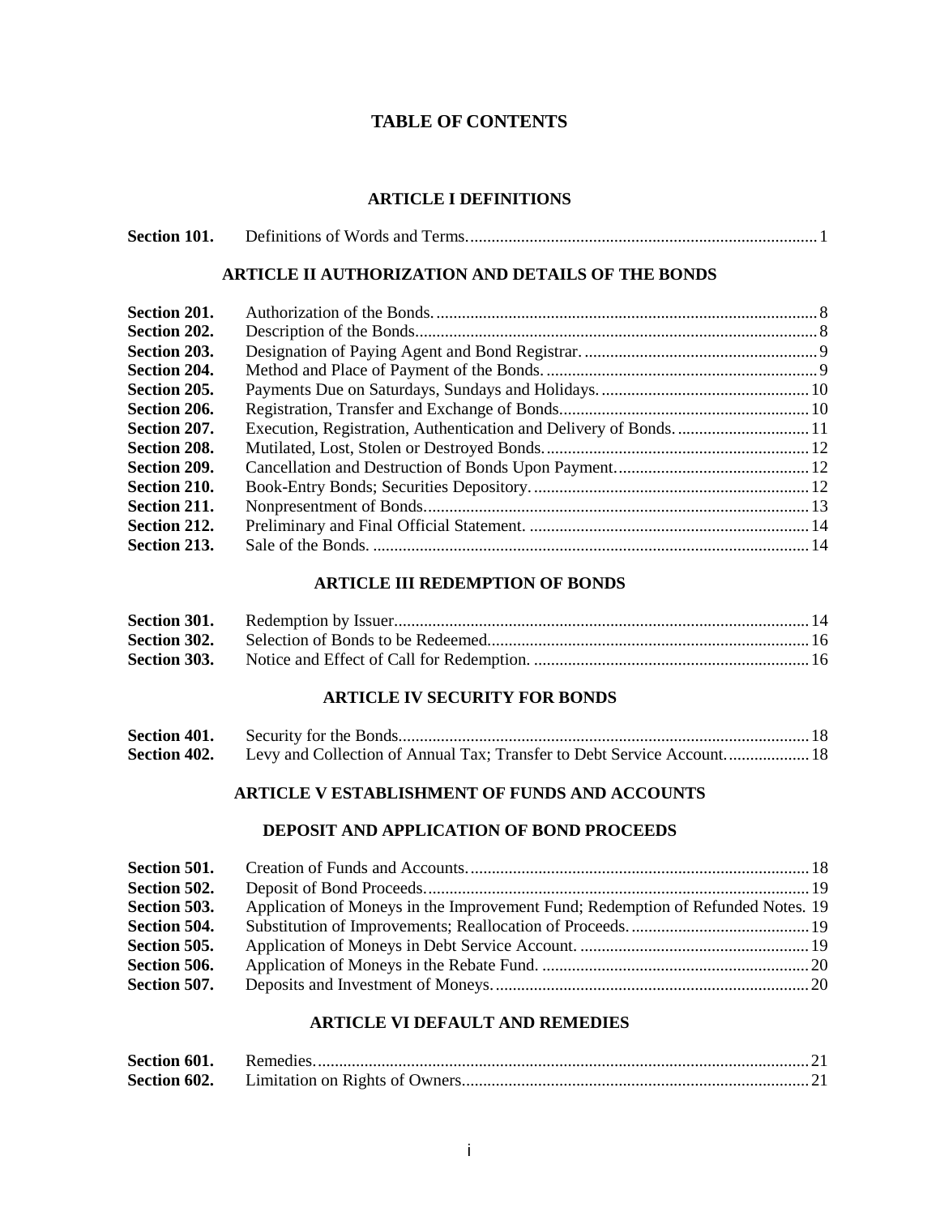# TABLE OF CONTENTS

## ARTICLE I DEFINITIONS

| | | |
|---|---|---|
| **Section 101.** | Definitions of Words and Terms. | 1 |

## ARTICLE II AUTHORIZATION AND DETAILS OF THE BONDS

| | | |
|---|---|---|
| **Section 201.** | Authorization of the Bonds. | 8 |
| **Section 202.** | Description of the Bonds. | 8 |
| **Section 203.** | Designation of Paying Agent and Bond Registrar. | 9 |
| **Section 204.** | Method and Place of Payment of the Bonds. | 9 |
| **Section 205.** | Payments Due on Saturdays, Sundays and Holidays. | 10 |
| **Section 206.** | Registration, Transfer and Exchange of Bonds. | 10 |
| **Section 207.** | Execution, Registration, Authentication and Delivery of Bonds. | 11 |
| **Section 208.** | Mutilated, Lost, Stolen or Destroyed Bonds. | 12 |
| **Section 209.** | Cancellation and Destruction of Bonds Upon Payment. | 12 |
| **Section 210.** | Book-Entry Bonds; Securities Depository. | 12 |
| **Section 211.** | Nonpresentment of Bonds. | 13 |
| **Section 212.** | Preliminary and Final Official Statement. | 14 |
| **Section 213.** | Sale of the Bonds. | 14 |

## ARTICLE III REDEMPTION OF BONDS

| | | |
|---|---|---|
| **Section 301.** | Redemption by Issuer. | 14 |
| **Section 302.** | Selection of Bonds to be Redeemed. | 16 |
| **Section 303.** | Notice and Effect of Call for Redemption. | 16 |

## ARTICLE IV SECURITY FOR BONDS

| | | |
|---|---|---|
| **Section 401.** | Security for the Bonds. | 18 |
| **Section 402.** | Levy and Collection of Annual Tax; Transfer to Debt Service Account. | 18 |

## ARTICLE V ESTABLISHMENT OF FUNDS AND ACCOUNTS

## DEPOSIT AND APPLICATION OF BOND PROCEEDS

| | | |
|---|---|---|
| **Section 501.** | Creation of Funds and Accounts. | 18 |
| **Section 502.** | Deposit of Bond Proceeds. | 19 |
| **Section 503.** | Application of Moneys in the Improvement Fund; Redemption of Refunded Notes. | 19 |
| **Section 504.** | Substitution of Improvements; Reallocation of Proceeds. | 19 |
| **Section 505.** | Application of Moneys in Debt Service Account. | 19 |
| **Section 506.** | Application of Moneys in the Rebate Fund. | 20 |
| **Section 507.** | Deposits and Investment of Moneys. | 20 |

## ARTICLE VI DEFAULT AND REMEDIES

| | | |
|---|---|---|
| **Section 601.** | Remedies. | 21 |
| **Section 602.** | Limitation on Rights of Owners. | 21 |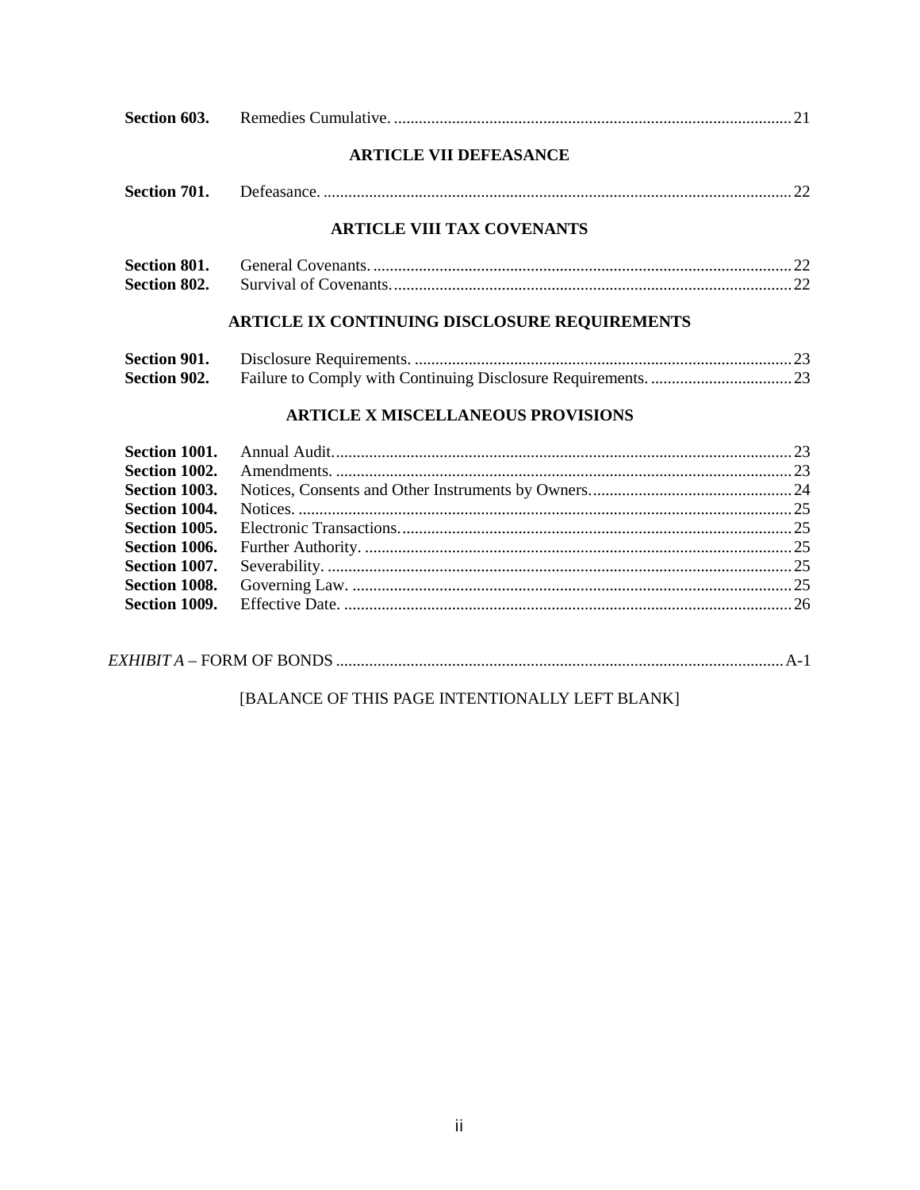| | | |
|---|---|---|
| **Section 603.** | Remedies Cumulative. | 21 |

**ARTICLE VII DEFEASANCE**

| | | |
|---|---|---|
| **Section 701.** | Defeasance. | 22 |

**ARTICLE VIII TAX COVENANTS**

| | | |
|---|---|---|
| **Section 801.** | General Covenants. | 22 |
| **Section 802.** | Survival of Covenants. | 22 |

**ARTICLE IX CONTINUING DISCLOSURE REQUIREMENTS**

| | | |
|---|---|---|
| **Section 901.** | Disclosure Requirements. | 23 |
| **Section 902.** | Failure to Comply with Continuing Disclosure Requirements. | 23 |

**ARTICLE X MISCELLANEOUS PROVISIONS**

| | | |
|---|---|---|
| **Section 1001.** | Annual Audit. | 23 |
| **Section 1002.** | Amendments. | 23 |
| **Section 1003.** | Notices, Consents and Other Instruments by Owners. | 24 |
| **Section 1004.** | Notices. | 25 |
| **Section 1005.** | Electronic Transactions. | 25 |
| **Section 1006.** | Further Authority. | 25 |
| **Section 1007.** | Severability. | 25 |
| **Section 1008.** | Governing Law. | 25 |
| **Section 1009.** | Effective Date. | 26 |

*EXHIBIT A* – FORM OF BONDS ... A-1

[BALANCE OF THIS PAGE INTENTIONALLY LEFT BLANK]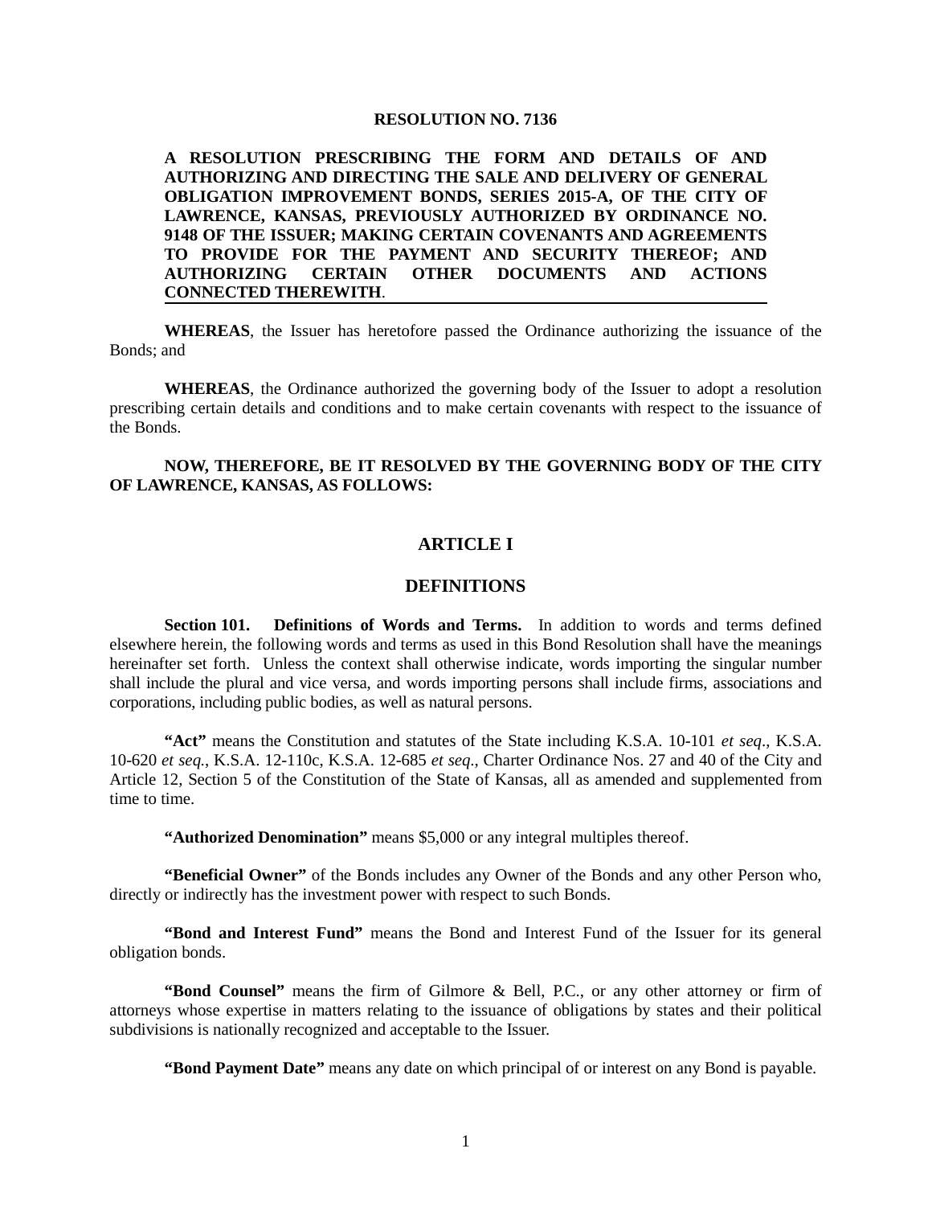# RESOLUTION NO. 7136

**A RESOLUTION PRESCRIBING THE FORM AND DETAILS OF AND AUTHORIZING AND DIRECTING THE SALE AND DELIVERY OF GENERAL OBLIGATION IMPROVEMENT BONDS, SERIES 2015-A, OF THE CITY OF LAWRENCE, KANSAS, PREVIOUSLY AUTHORIZED BY ORDINANCE NO. 9148 OF THE ISSUER; MAKING CERTAIN COVENANTS AND AGREEMENTS TO PROVIDE FOR THE PAYMENT AND SECURITY THEREOF; AND AUTHORIZING CERTAIN OTHER DOCUMENTS AND ACTIONS CONNECTED THEREWITH**.

**WHEREAS**, the Issuer has heretofore passed the Ordinance authorizing the issuance of the Bonds; and

**WHEREAS**, the Ordinance authorized the governing body of the Issuer to adopt a resolution prescribing certain details and conditions and to make certain covenants with respect to the issuance of the Bonds.

**NOW, THEREFORE, BE IT RESOLVED BY THE GOVERNING BODY OF THE CITY OF LAWRENCE, KANSAS, AS FOLLOWS:**

## ARTICLE I

## DEFINITIONS

**Section 101. Definitions of Words and Terms.** In addition to words and terms defined elsewhere herein, the following words and terms as used in this Bond Resolution shall have the meanings hereinafter set forth. Unless the context shall otherwise indicate, words importing the singular number shall include the plural and vice versa, and words importing persons shall include firms, associations and corporations, including public bodies, as well as natural persons.

**"Act"** means the Constitution and statutes of the State including K.S.A. 10-101 *et seq*., K.S.A. 10-620 *et seq.*, K.S.A. 12-110c, K.S.A. 12-685 *et seq*., Charter Ordinance Nos. 27 and 40 of the City and Article 12, Section 5 of the Constitution of the State of Kansas, all as amended and supplemented from time to time.

**"Authorized Denomination"** means $5,000 or any integral multiples thereof.

**"Beneficial Owner"** of the Bonds includes any Owner of the Bonds and any other Person who, directly or indirectly has the investment power with respect to such Bonds.

**"Bond and Interest Fund"** means the Bond and Interest Fund of the Issuer for its general obligation bonds.

**"Bond Counsel"** means the firm of Gilmore & Bell, P.C., or any other attorney or firm of attorneys whose expertise in matters relating to the issuance of obligations by states and their political subdivisions is nationally recognized and acceptable to the Issuer.

**"Bond Payment Date"** means any date on which principal of or interest on any Bond is payable.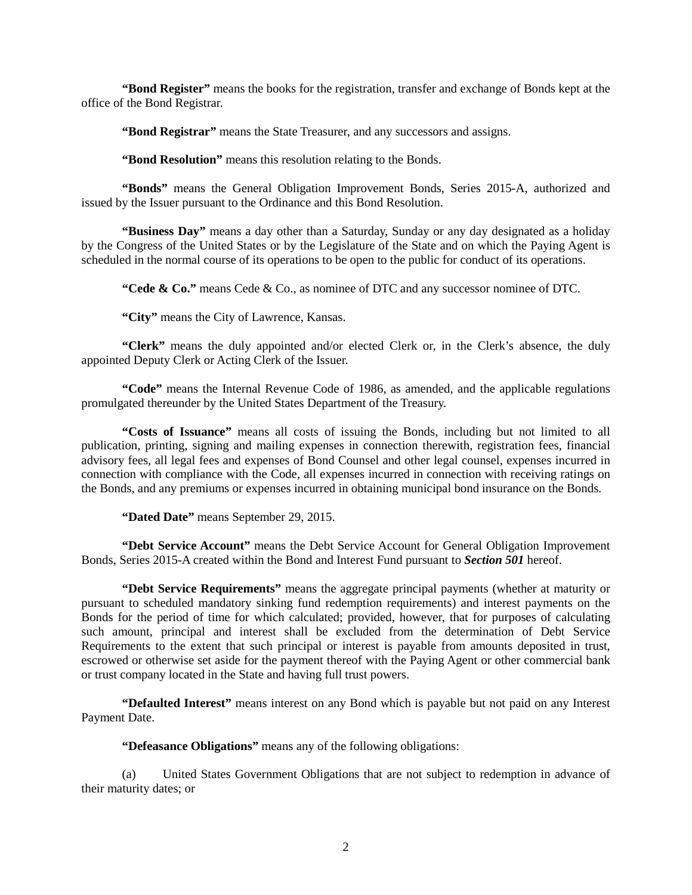**"Bond Register"** means the books for the registration, transfer and exchange of Bonds kept at the office of the Bond Registrar.

**"Bond Registrar"** means the State Treasurer, and any successors and assigns.

**"Bond Resolution"** means this resolution relating to the Bonds.

**"Bonds"** means the General Obligation Improvement Bonds, Series 2015-A, authorized and issued by the Issuer pursuant to the Ordinance and this Bond Resolution.

**"Business Day"** means a day other than a Saturday, Sunday or any day designated as a holiday by the Congress of the United States or by the Legislature of the State and on which the Paying Agent is scheduled in the normal course of its operations to be open to the public for conduct of its operations.

**"Cede & Co."** means Cede & Co., as nominee of DTC and any successor nominee of DTC.

**"City"** means the City of Lawrence, Kansas.

**"Clerk"** means the duly appointed and/or elected Clerk or, in the Clerk's absence, the duly appointed Deputy Clerk or Acting Clerk of the Issuer.

**"Code"** means the Internal Revenue Code of 1986, as amended, and the applicable regulations promulgated thereunder by the United States Department of the Treasury.

**"Costs of Issuance"** means all costs of issuing the Bonds, including but not limited to all publication, printing, signing and mailing expenses in connection therewith, registration fees, financial advisory fees, all legal fees and expenses of Bond Counsel and other legal counsel, expenses incurred in connection with compliance with the Code, all expenses incurred in connection with receiving ratings on the Bonds, and any premiums or expenses incurred in obtaining municipal bond insurance on the Bonds.

**"Dated Date"** means September 29, 2015.

**"Debt Service Account"** means the Debt Service Account for General Obligation Improvement Bonds, Series 2015-A created within the Bond and Interest Fund pursuant to ***Section 501*** hereof.

**"Debt Service Requirements"** means the aggregate principal payments (whether at maturity or pursuant to scheduled mandatory sinking fund redemption requirements) and interest payments on the Bonds for the period of time for which calculated; provided, however, that for purposes of calculating such amount, principal and interest shall be excluded from the determination of Debt Service Requirements to the extent that such principal or interest is payable from amounts deposited in trust, escrowed or otherwise set aside for the payment thereof with the Paying Agent or other commercial bank or trust company located in the State and having full trust powers.

**"Defaulted Interest"** means interest on any Bond which is payable but not paid on any Interest Payment Date.

**"Defeasance Obligations"** means any of the following obligations:

(a) United States Government Obligations that are not subject to redemption in advance of their maturity dates; or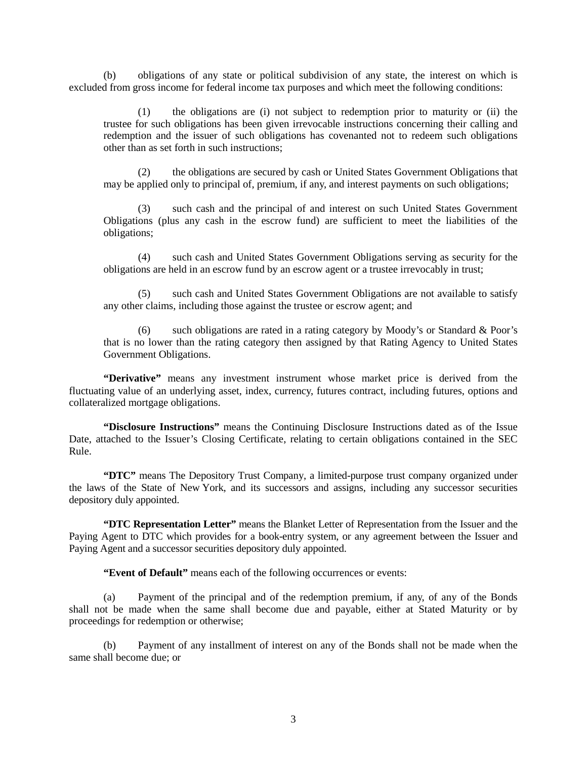(b) obligations of any state or political subdivision of any state, the interest on which is excluded from gross income for federal income tax purposes and which meet the following conditions:

> (1) the obligations are (i) not subject to redemption prior to maturity or (ii) the trustee for such obligations has been given irrevocable instructions concerning their calling and redemption and the issuer of such obligations has covenanted not to redeem such obligations other than as set forth in such instructions;
>
> (2) the obligations are secured by cash or United States Government Obligations that may be applied only to principal of, premium, if any, and interest payments on such obligations;
>
> (3) such cash and the principal of and interest on such United States Government Obligations (plus any cash in the escrow fund) are sufficient to meet the liabilities of the obligations;
>
> (4) such cash and United States Government Obligations serving as security for the obligations are held in an escrow fund by an escrow agent or a trustee irrevocably in trust;
>
> (5) such cash and United States Government Obligations are not available to satisfy any other claims, including those against the trustee or escrow agent; and
>
> (6) such obligations are rated in a rating category by Moody's or Standard & Poor's that is no lower than the rating category then assigned by that Rating Agency to United States Government Obligations.

**"Derivative"** means any investment instrument whose market price is derived from the fluctuating value of an underlying asset, index, currency, futures contract, including futures, options and collateralized mortgage obligations.

**"Disclosure Instructions"** means the Continuing Disclosure Instructions dated as of the Issue Date, attached to the Issuer's Closing Certificate, relating to certain obligations contained in the SEC Rule.

**"DTC"** means The Depository Trust Company, a limited-purpose trust company organized under the laws of the State of New York, and its successors and assigns, including any successor securities depository duly appointed.

**"DTC Representation Letter"** means the Blanket Letter of Representation from the Issuer and the Paying Agent to DTC which provides for a book-entry system, or any agreement between the Issuer and Paying Agent and a successor securities depository duly appointed.

**"Event of Default"** means each of the following occurrences or events:

(a) Payment of the principal and of the redemption premium, if any, of any of the Bonds shall not be made when the same shall become due and payable, either at Stated Maturity or by proceedings for redemption or otherwise;

(b) Payment of any installment of interest on any of the Bonds shall not be made when the same shall become due; or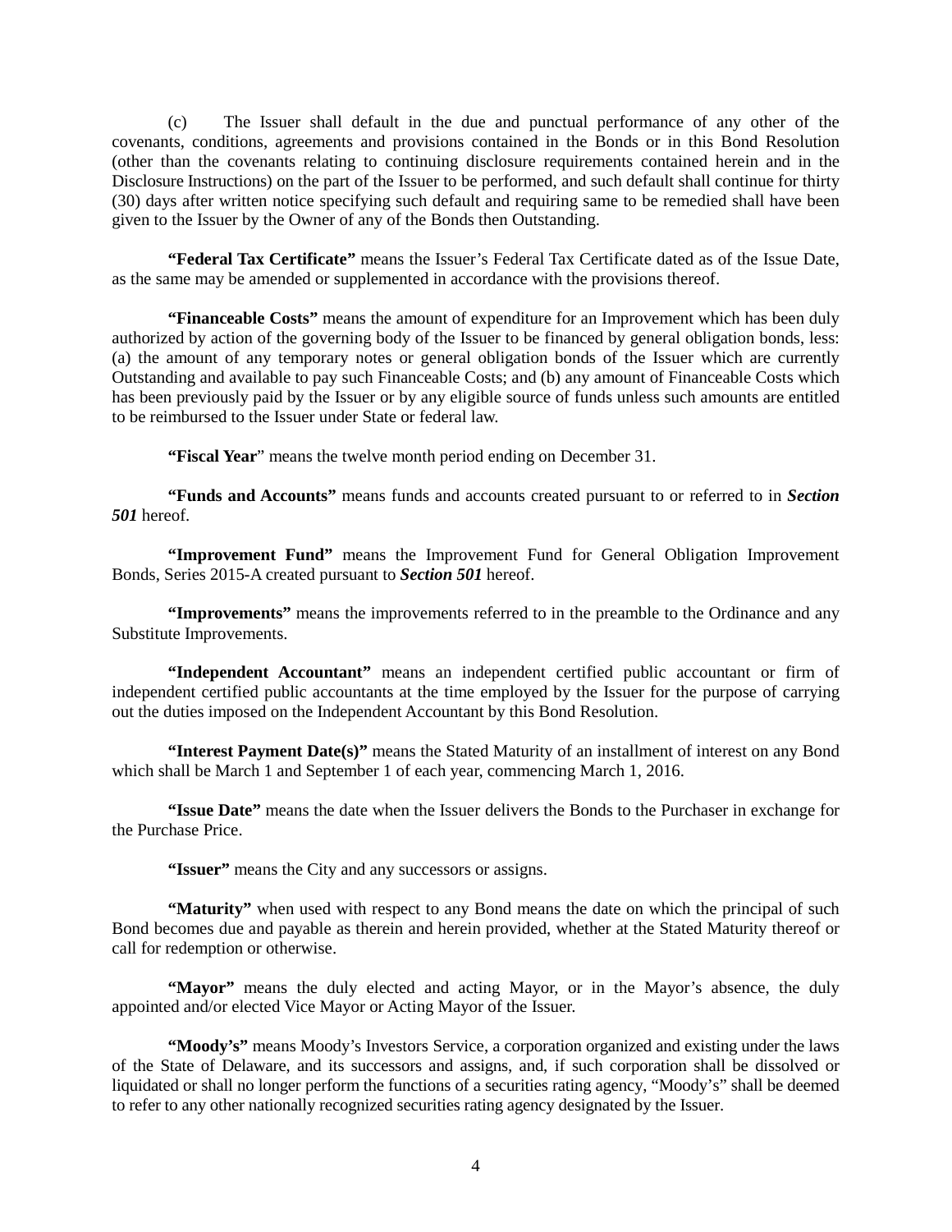(c) The Issuer shall default in the due and punctual performance of any other of the covenants, conditions, agreements and provisions contained in the Bonds or in this Bond Resolution (other than the covenants relating to continuing disclosure requirements contained herein and in the Disclosure Instructions) on the part of the Issuer to be performed, and such default shall continue for thirty (30) days after written notice specifying such default and requiring same to be remedied shall have been given to the Issuer by the Owner of any of the Bonds then Outstanding.

**"Federal Tax Certificate"** means the Issuer's Federal Tax Certificate dated as of the Issue Date, as the same may be amended or supplemented in accordance with the provisions thereof.

**"Financeable Costs"** means the amount of expenditure for an Improvement which has been duly authorized by action of the governing body of the Issuer to be financed by general obligation bonds, less: (a) the amount of any temporary notes or general obligation bonds of the Issuer which are currently Outstanding and available to pay such Financeable Costs; and (b) any amount of Financeable Costs which has been previously paid by the Issuer or by any eligible source of funds unless such amounts are entitled to be reimbursed to the Issuer under State or federal law.

**"Fiscal Year"** means the twelve month period ending on December 31.

**"Funds and Accounts"** means funds and accounts created pursuant to or referred to in ***Section 501*** hereof.

**"Improvement Fund"** means the Improvement Fund for General Obligation Improvement Bonds, Series 2015-A created pursuant to ***Section 501*** hereof.

**"Improvements"** means the improvements referred to in the preamble to the Ordinance and any Substitute Improvements.

**"Independent Accountant"** means an independent certified public accountant or firm of independent certified public accountants at the time employed by the Issuer for the purpose of carrying out the duties imposed on the Independent Accountant by this Bond Resolution.

**"Interest Payment Date(s)"** means the Stated Maturity of an installment of interest on any Bond which shall be March 1 and September 1 of each year, commencing March 1, 2016.

**"Issue Date"** means the date when the Issuer delivers the Bonds to the Purchaser in exchange for the Purchase Price.

**"Issuer"** means the City and any successors or assigns.

**"Maturity"** when used with respect to any Bond means the date on which the principal of such Bond becomes due and payable as therein and herein provided, whether at the Stated Maturity thereof or call for redemption or otherwise.

**"Mayor"** means the duly elected and acting Mayor, or in the Mayor's absence, the duly appointed and/or elected Vice Mayor or Acting Mayor of the Issuer.

**"Moody's"** means Moody's Investors Service, a corporation organized and existing under the laws of the State of Delaware, and its successors and assigns, and, if such corporation shall be dissolved or liquidated or shall no longer perform the functions of a securities rating agency, "Moody's" shall be deemed to refer to any other nationally recognized securities rating agency designated by the Issuer.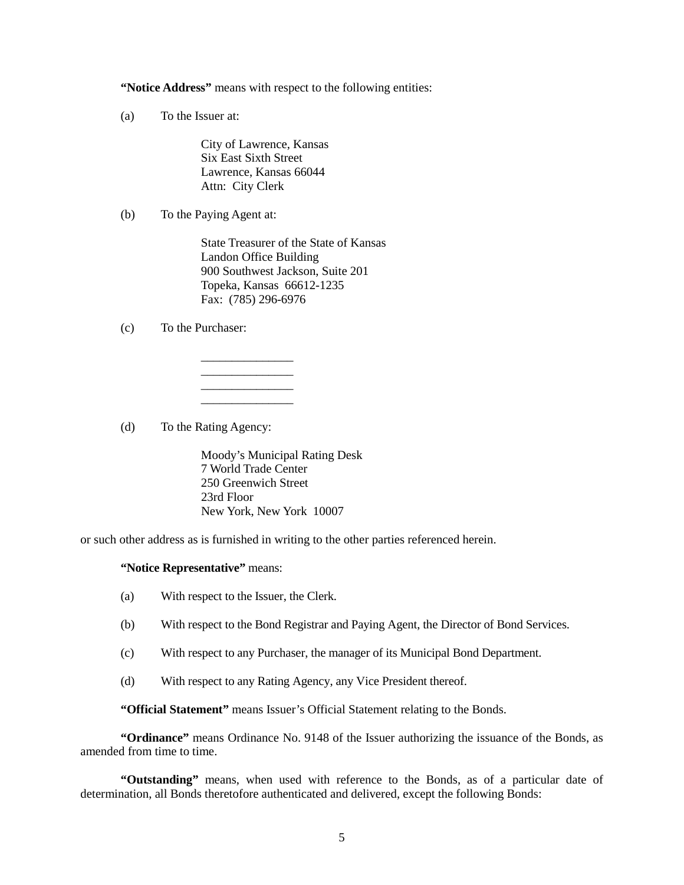**"Notice Address"** means with respect to the following entities:

(a) To the Issuer at:

> City of Lawrence, Kansas
> Six East Sixth Street
> Lawrence, Kansas 66044
> Attn: City Clerk

(b) To the Paying Agent at:

> State Treasurer of the State of Kansas
> Landon Office Building
> 900 Southwest Jackson, Suite 201
> Topeka, Kansas 66612-1235
> Fax: (785) 296-6976

(c) To the Purchaser:

> _______________
> _______________
> _______________
> _______________

(d) To the Rating Agency:

> Moody's Municipal Rating Desk
> 7 World Trade Center
> 250 Greenwich Street
> 23rd Floor
> New York, New York 10007

or such other address as is furnished in writing to the other parties referenced herein.

**"Notice Representative"** means:

(a) With respect to the Issuer, the Clerk.

(b) With respect to the Bond Registrar and Paying Agent, the Director of Bond Services.

(c) With respect to any Purchaser, the manager of its Municipal Bond Department.

(d) With respect to any Rating Agency, any Vice President thereof.

**"Official Statement"** means Issuer's Official Statement relating to the Bonds.

**"Ordinance"** means Ordinance No. 9148 of the Issuer authorizing the issuance of the Bonds, as amended from time to time.

**"Outstanding"** means, when used with reference to the Bonds, as of a particular date of determination, all Bonds theretofore authenticated and delivered, except the following Bonds: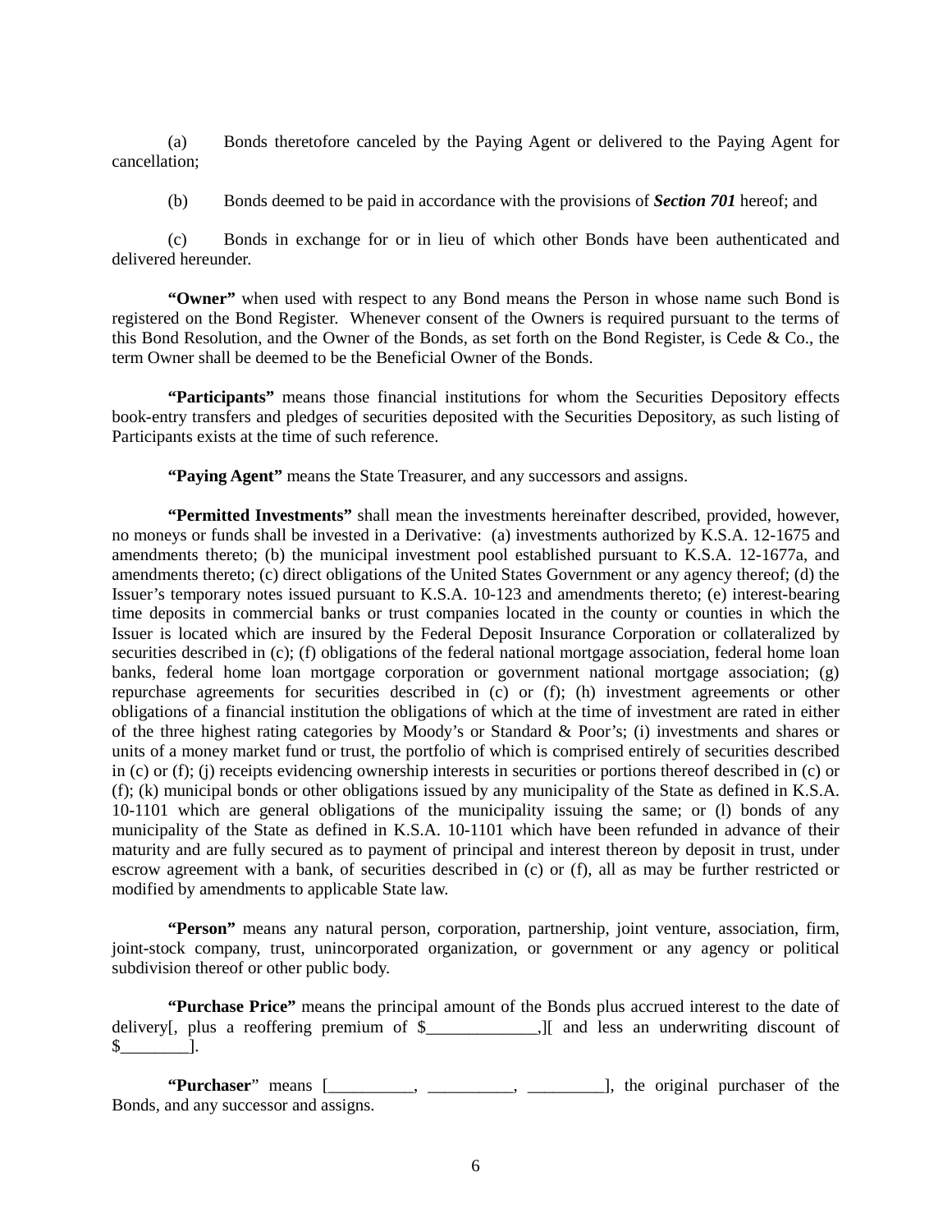(a) Bonds theretofore canceled by the Paying Agent or delivered to the Paying Agent for cancellation;

(b) Bonds deemed to be paid in accordance with the provisions of ***Section 701*** hereof; and

(c) Bonds in exchange for or in lieu of which other Bonds have been authenticated and delivered hereunder.

**"Owner"** when used with respect to any Bond means the Person in whose name such Bond is registered on the Bond Register. Whenever consent of the Owners is required pursuant to the terms of this Bond Resolution, and the Owner of the Bonds, as set forth on the Bond Register, is Cede & Co., the term Owner shall be deemed to be the Beneficial Owner of the Bonds.

**"Participants"** means those financial institutions for whom the Securities Depository effects book-entry transfers and pledges of securities deposited with the Securities Depository, as such listing of Participants exists at the time of such reference.

**"Paying Agent"** means the State Treasurer, and any successors and assigns.

**"Permitted Investments"** shall mean the investments hereinafter described, provided, however, no moneys or funds shall be invested in a Derivative: (a) investments authorized by K.S.A. 12-1675 and amendments thereto; (b) the municipal investment pool established pursuant to K.S.A. 12-1677a, and amendments thereto; (c) direct obligations of the United States Government or any agency thereof; (d) the Issuer's temporary notes issued pursuant to K.S.A. 10-123 and amendments thereto; (e) interest-bearing time deposits in commercial banks or trust companies located in the county or counties in which the Issuer is located which are insured by the Federal Deposit Insurance Corporation or collateralized by securities described in (c); (f) obligations of the federal national mortgage association, federal home loan banks, federal home loan mortgage corporation or government national mortgage association; (g) repurchase agreements for securities described in (c) or (f); (h) investment agreements or other obligations of a financial institution the obligations of which at the time of investment are rated in either of the three highest rating categories by Moody's or Standard & Poor's; (i) investments and shares or units of a money market fund or trust, the portfolio of which is comprised entirely of securities described in (c) or (f); (j) receipts evidencing ownership interests in securities or portions thereof described in (c) or (f); (k) municipal bonds or other obligations issued by any municipality of the State as defined in K.S.A. 10-1101 which are general obligations of the municipality issuing the same; or (l) bonds of any municipality of the State as defined in K.S.A. 10-1101 which have been refunded in advance of their maturity and are fully secured as to payment of principal and interest thereon by deposit in trust, under escrow agreement with a bank, of securities described in (c) or (f), all as may be further restricted or modified by amendments to applicable State law.

**"Person"** means any natural person, corporation, partnership, joint venture, association, firm, joint-stock company, trust, unincorporated organization, or government or any agency or political subdivision thereof or other public body.

**"Purchase Price"** means the principal amount of the Bonds plus accrued interest to the date of delivery[, plus a reoffering premium of $_____________,][ and less an underwriting discount of $________].

**"Purchaser"** means [__________, __________, _________], the original purchaser of the Bonds, and any successor and assigns.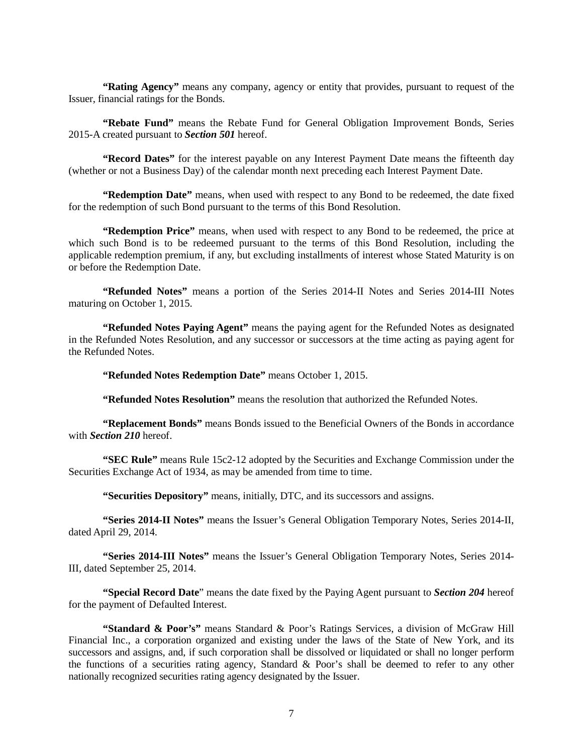**"Rating Agency"** means any company, agency or entity that provides, pursuant to request of the Issuer, financial ratings for the Bonds.

**"Rebate Fund"** means the Rebate Fund for General Obligation Improvement Bonds, Series 2015-A created pursuant to ***Section 501*** hereof.

**"Record Dates"** for the interest payable on any Interest Payment Date means the fifteenth day (whether or not a Business Day) of the calendar month next preceding each Interest Payment Date.

**"Redemption Date"** means, when used with respect to any Bond to be redeemed, the date fixed for the redemption of such Bond pursuant to the terms of this Bond Resolution.

**"Redemption Price"** means, when used with respect to any Bond to be redeemed, the price at which such Bond is to be redeemed pursuant to the terms of this Bond Resolution, including the applicable redemption premium, if any, but excluding installments of interest whose Stated Maturity is on or before the Redemption Date.

**"Refunded Notes"** means a portion of the Series 2014-II Notes and Series 2014-III Notes maturing on October 1, 2015.

**"Refunded Notes Paying Agent"** means the paying agent for the Refunded Notes as designated in the Refunded Notes Resolution, and any successor or successors at the time acting as paying agent for the Refunded Notes.

**"Refunded Notes Redemption Date"** means October 1, 2015.

**"Refunded Notes Resolution"** means the resolution that authorized the Refunded Notes.

**"Replacement Bonds"** means Bonds issued to the Beneficial Owners of the Bonds in accordance with ***Section 210*** hereof.

**"SEC Rule"** means Rule 15c2-12 adopted by the Securities and Exchange Commission under the Securities Exchange Act of 1934, as may be amended from time to time.

**"Securities Depository"** means, initially, DTC, and its successors and assigns.

**"Series 2014-II Notes"** means the Issuer's General Obligation Temporary Notes, Series 2014-II, dated April 29, 2014.

**"Series 2014-III Notes"** means the Issuer's General Obligation Temporary Notes, Series 2014-III, dated September 25, 2014.

**"Special Record Date"** means the date fixed by the Paying Agent pursuant to ***Section 204*** hereof for the payment of Defaulted Interest.

**"Standard & Poor's"** means Standard & Poor's Ratings Services, a division of McGraw Hill Financial Inc., a corporation organized and existing under the laws of the State of New York, and its successors and assigns, and, if such corporation shall be dissolved or liquidated or shall no longer perform the functions of a securities rating agency, Standard & Poor's shall be deemed to refer to any other nationally recognized securities rating agency designated by the Issuer.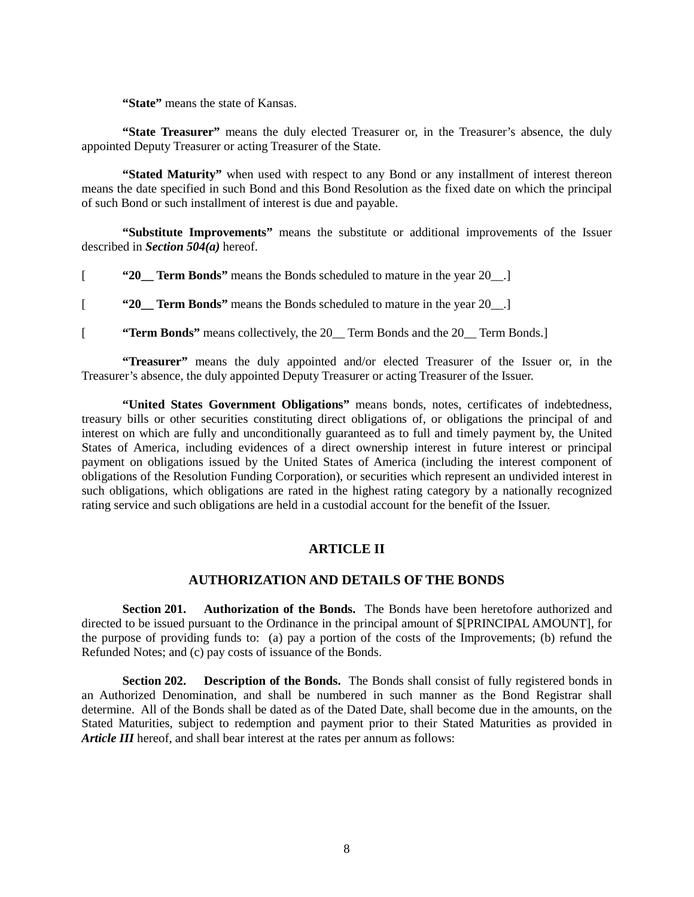**"State"** means the state of Kansas.

**"State Treasurer"** means the duly elected Treasurer or, in the Treasurer's absence, the duly appointed Deputy Treasurer or acting Treasurer of the State.

**"Stated Maturity"** when used with respect to any Bond or any installment of interest thereon means the date specified in such Bond and this Bond Resolution as the fixed date on which the principal of such Bond or such installment of interest is due and payable.

**"Substitute Improvements"** means the substitute or additional improvements of the Issuer described in ***Section 504(a)*** hereof.

[ **"20__ Term Bonds"** means the Bonds scheduled to mature in the year 20__.]

[ **"20__ Term Bonds"** means the Bonds scheduled to mature in the year 20__.]

[ **"Term Bonds"** means collectively, the 20__ Term Bonds and the 20__ Term Bonds.]

**"Treasurer"** means the duly appointed and/or elected Treasurer of the Issuer or, in the Treasurer's absence, the duly appointed Deputy Treasurer or acting Treasurer of the Issuer.

**"United States Government Obligations"** means bonds, notes, certificates of indebtedness, treasury bills or other securities constituting direct obligations of, or obligations the principal of and interest on which are fully and unconditionally guaranteed as to full and timely payment by, the United States of America, including evidences of a direct ownership interest in future interest or principal payment on obligations issued by the United States of America (including the interest component of obligations of the Resolution Funding Corporation), or securities which represent an undivided interest in such obligations, which obligations are rated in the highest rating category by a nationally recognized rating service and such obligations are held in a custodial account for the benefit of the Issuer.

## ARTICLE II

## AUTHORIZATION AND DETAILS OF THE BONDS

**Section 201. Authorization of the Bonds.** The Bonds have been heretofore authorized and directed to be issued pursuant to the Ordinance in the principal amount of $[PRINCIPAL AMOUNT], for the purpose of providing funds to: (a) pay a portion of the costs of the Improvements; (b) refund the Refunded Notes; and (c) pay costs of issuance of the Bonds.

**Section 202. Description of the Bonds.** The Bonds shall consist of fully registered bonds in an Authorized Denomination, and shall be numbered in such manner as the Bond Registrar shall determine. All of the Bonds shall be dated as of the Dated Date, shall become due in the amounts, on the Stated Maturities, subject to redemption and payment prior to their Stated Maturities as provided in ***Article III*** hereof, and shall bear interest at the rates per annum as follows: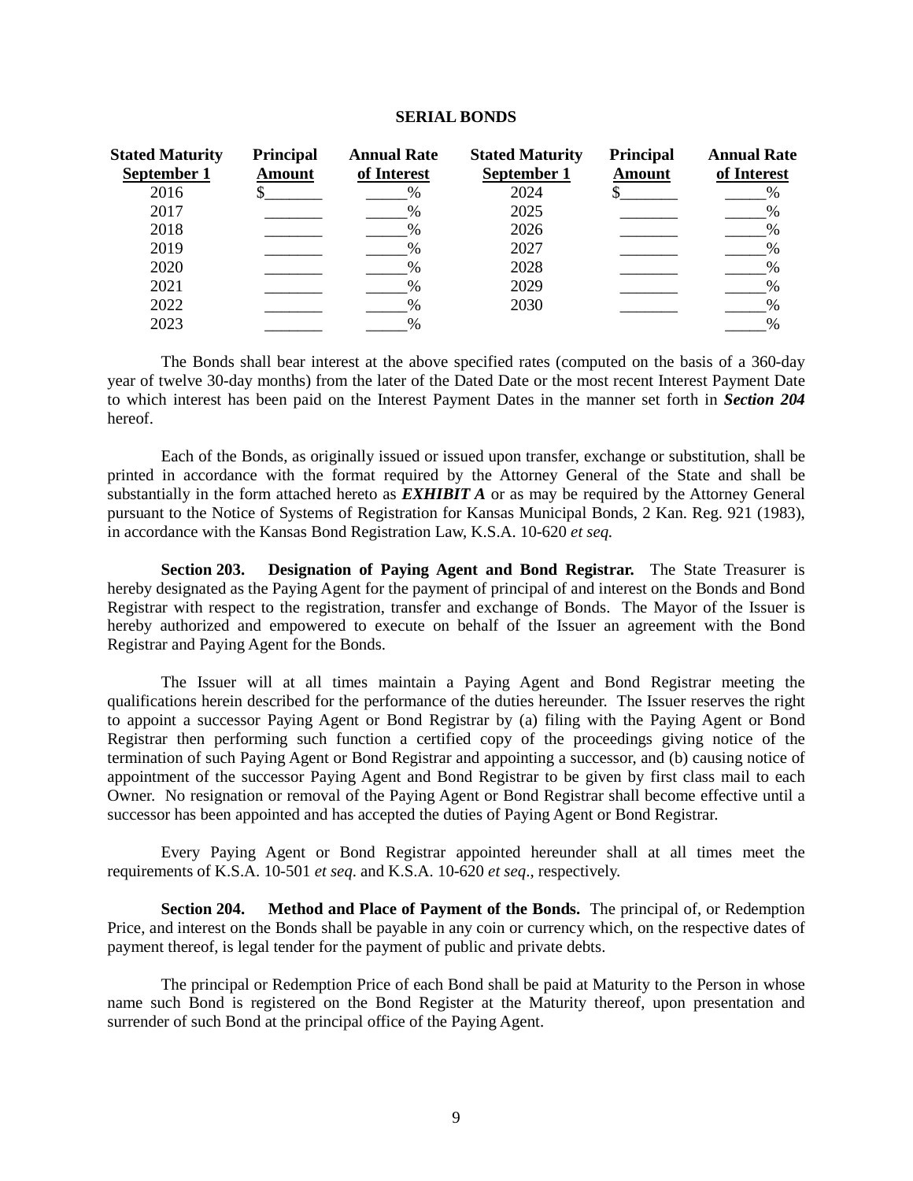**SERIAL BONDS**

| Stated Maturity September 1 | Principal Amount | Annual Rate of Interest | Stated Maturity September 1 | Principal Amount | Annual Rate of Interest |
|---|---|---|---|---|---|
| 2016 | $_______ | _____% | 2024 | $_______ | _____% |
| 2017 | _______ | _____% | 2025 | _______ | _____% |
| 2018 | _______ | _____% | 2026 | _______ | _____% |
| 2019 | _______ | _____% | 2027 | _______ | _____% |
| 2020 | _______ | _____% | 2028 | _______ | _____% |
| 2021 | _______ | _____% | 2029 | _______ | _____% |
| 2022 | _______ | _____% | 2030 | _______ | _____% |
| 2023 | _______ | _____% | | | _____% |

The Bonds shall bear interest at the above specified rates (computed on the basis of a 360-day year of twelve 30-day months) from the later of the Dated Date or the most recent Interest Payment Date to which interest has been paid on the Interest Payment Dates in the manner set forth in ***Section 204*** hereof.

Each of the Bonds, as originally issued or issued upon transfer, exchange or substitution, shall be printed in accordance with the format required by the Attorney General of the State and shall be substantially in the form attached hereto as ***EXHIBIT A*** or as may be required by the Attorney General pursuant to the Notice of Systems of Registration for Kansas Municipal Bonds, 2 Kan. Reg. 921 (1983), in accordance with the Kansas Bond Registration Law, K.S.A. 10-620 *et seq.*

**Section 203. Designation of Paying Agent and Bond Registrar.** The State Treasurer is hereby designated as the Paying Agent for the payment of principal of and interest on the Bonds and Bond Registrar with respect to the registration, transfer and exchange of Bonds. The Mayor of the Issuer is hereby authorized and empowered to execute on behalf of the Issuer an agreement with the Bond Registrar and Paying Agent for the Bonds.

The Issuer will at all times maintain a Paying Agent and Bond Registrar meeting the qualifications herein described for the performance of the duties hereunder. The Issuer reserves the right to appoint a successor Paying Agent or Bond Registrar by (a) filing with the Paying Agent or Bond Registrar then performing such function a certified copy of the proceedings giving notice of the termination of such Paying Agent or Bond Registrar and appointing a successor, and (b) causing notice of appointment of the successor Paying Agent and Bond Registrar to be given by first class mail to each Owner. No resignation or removal of the Paying Agent or Bond Registrar shall become effective until a successor has been appointed and has accepted the duties of Paying Agent or Bond Registrar.

Every Paying Agent or Bond Registrar appointed hereunder shall at all times meet the requirements of K.S.A. 10-501 *et seq.* and K.S.A. 10-620 *et seq*., respectively.

**Section 204. Method and Place of Payment of the Bonds.** The principal of, or Redemption Price, and interest on the Bonds shall be payable in any coin or currency which, on the respective dates of payment thereof, is legal tender for the payment of public and private debts.

The principal or Redemption Price of each Bond shall be paid at Maturity to the Person in whose name such Bond is registered on the Bond Register at the Maturity thereof, upon presentation and surrender of such Bond at the principal office of the Paying Agent.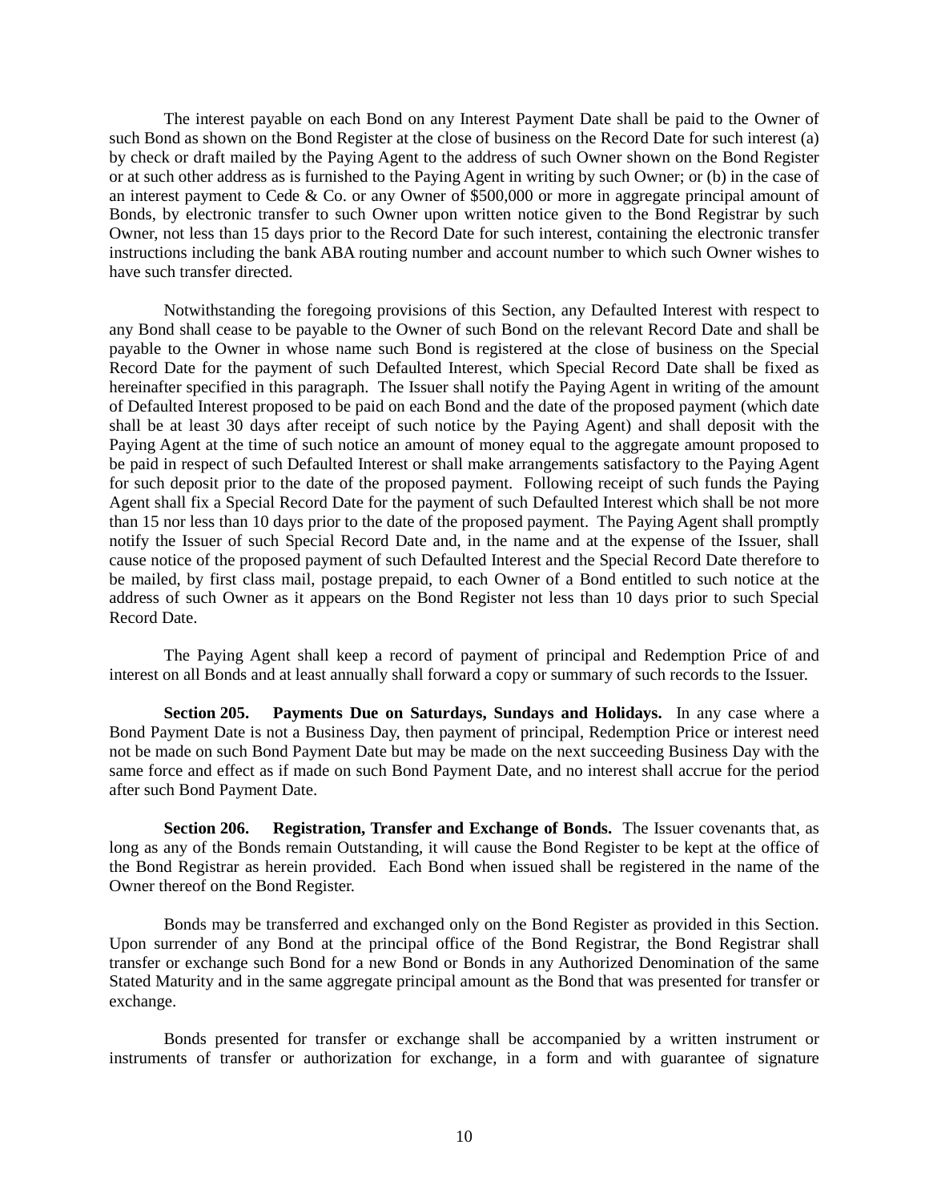The interest payable on each Bond on any Interest Payment Date shall be paid to the Owner of such Bond as shown on the Bond Register at the close of business on the Record Date for such interest (a) by check or draft mailed by the Paying Agent to the address of such Owner shown on the Bond Register or at such other address as is furnished to the Paying Agent in writing by such Owner; or (b) in the case of an interest payment to Cede & Co. or any Owner of $500,000 or more in aggregate principal amount of Bonds, by electronic transfer to such Owner upon written notice given to the Bond Registrar by such Owner, not less than 15 days prior to the Record Date for such interest, containing the electronic transfer instructions including the bank ABA routing number and account number to which such Owner wishes to have such transfer directed.

Notwithstanding the foregoing provisions of this Section, any Defaulted Interest with respect to any Bond shall cease to be payable to the Owner of such Bond on the relevant Record Date and shall be payable to the Owner in whose name such Bond is registered at the close of business on the Special Record Date for the payment of such Defaulted Interest, which Special Record Date shall be fixed as hereinafter specified in this paragraph. The Issuer shall notify the Paying Agent in writing of the amount of Defaulted Interest proposed to be paid on each Bond and the date of the proposed payment (which date shall be at least 30 days after receipt of such notice by the Paying Agent) and shall deposit with the Paying Agent at the time of such notice an amount of money equal to the aggregate amount proposed to be paid in respect of such Defaulted Interest or shall make arrangements satisfactory to the Paying Agent for such deposit prior to the date of the proposed payment. Following receipt of such funds the Paying Agent shall fix a Special Record Date for the payment of such Defaulted Interest which shall be not more than 15 nor less than 10 days prior to the date of the proposed payment. The Paying Agent shall promptly notify the Issuer of such Special Record Date and, in the name and at the expense of the Issuer, shall cause notice of the proposed payment of such Defaulted Interest and the Special Record Date therefore to be mailed, by first class mail, postage prepaid, to each Owner of a Bond entitled to such notice at the address of such Owner as it appears on the Bond Register not less than 10 days prior to such Special Record Date.

The Paying Agent shall keep a record of payment of principal and Redemption Price of and interest on all Bonds and at least annually shall forward a copy or summary of such records to the Issuer.

**Section 205. Payments Due on Saturdays, Sundays and Holidays.** In any case where a Bond Payment Date is not a Business Day, then payment of principal, Redemption Price or interest need not be made on such Bond Payment Date but may be made on the next succeeding Business Day with the same force and effect as if made on such Bond Payment Date, and no interest shall accrue for the period after such Bond Payment Date.

**Section 206. Registration, Transfer and Exchange of Bonds.** The Issuer covenants that, as long as any of the Bonds remain Outstanding, it will cause the Bond Register to be kept at the office of the Bond Registrar as herein provided. Each Bond when issued shall be registered in the name of the Owner thereof on the Bond Register.

Bonds may be transferred and exchanged only on the Bond Register as provided in this Section. Upon surrender of any Bond at the principal office of the Bond Registrar, the Bond Registrar shall transfer or exchange such Bond for a new Bond or Bonds in any Authorized Denomination of the same Stated Maturity and in the same aggregate principal amount as the Bond that was presented for transfer or exchange.

Bonds presented for transfer or exchange shall be accompanied by a written instrument or instruments of transfer or authorization for exchange, in a form and with guarantee of signature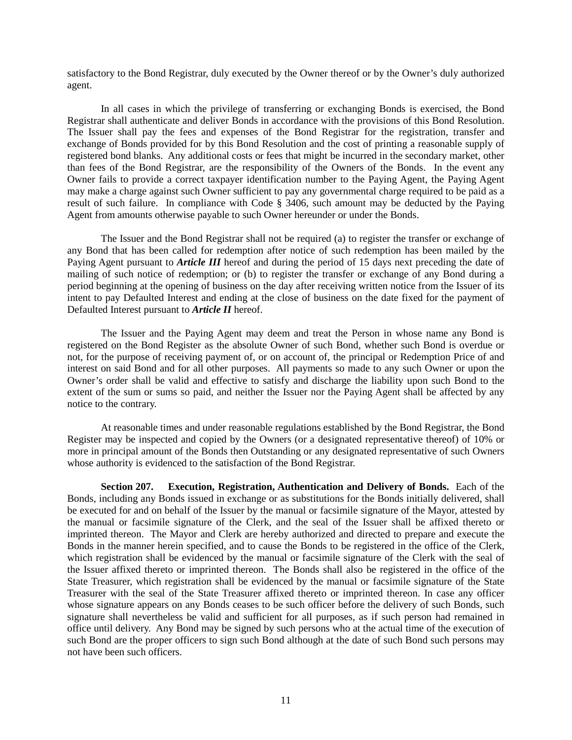satisfactory to the Bond Registrar, duly executed by the Owner thereof or by the Owner's duly authorized agent.

In all cases in which the privilege of transferring or exchanging Bonds is exercised, the Bond Registrar shall authenticate and deliver Bonds in accordance with the provisions of this Bond Resolution. The Issuer shall pay the fees and expenses of the Bond Registrar for the registration, transfer and exchange of Bonds provided for by this Bond Resolution and the cost of printing a reasonable supply of registered bond blanks. Any additional costs or fees that might be incurred in the secondary market, other than fees of the Bond Registrar, are the responsibility of the Owners of the Bonds. In the event any Owner fails to provide a correct taxpayer identification number to the Paying Agent, the Paying Agent may make a charge against such Owner sufficient to pay any governmental charge required to be paid as a result of such failure. In compliance with Code § 3406, such amount may be deducted by the Paying Agent from amounts otherwise payable to such Owner hereunder or under the Bonds.

The Issuer and the Bond Registrar shall not be required (a) to register the transfer or exchange of any Bond that has been called for redemption after notice of such redemption has been mailed by the Paying Agent pursuant to ***Article III*** hereof and during the period of 15 days next preceding the date of mailing of such notice of redemption; or (b) to register the transfer or exchange of any Bond during a period beginning at the opening of business on the day after receiving written notice from the Issuer of its intent to pay Defaulted Interest and ending at the close of business on the date fixed for the payment of Defaulted Interest pursuant to ***Article II*** hereof.

The Issuer and the Paying Agent may deem and treat the Person in whose name any Bond is registered on the Bond Register as the absolute Owner of such Bond, whether such Bond is overdue or not, for the purpose of receiving payment of, or on account of, the principal or Redemption Price of and interest on said Bond and for all other purposes. All payments so made to any such Owner or upon the Owner's order shall be valid and effective to satisfy and discharge the liability upon such Bond to the extent of the sum or sums so paid, and neither the Issuer nor the Paying Agent shall be affected by any notice to the contrary.

At reasonable times and under reasonable regulations established by the Bond Registrar, the Bond Register may be inspected and copied by the Owners (or a designated representative thereof) of 10% or more in principal amount of the Bonds then Outstanding or any designated representative of such Owners whose authority is evidenced to the satisfaction of the Bond Registrar.

**Section 207. Execution, Registration, Authentication and Delivery of Bonds.** Each of the Bonds, including any Bonds issued in exchange or as substitutions for the Bonds initially delivered, shall be executed for and on behalf of the Issuer by the manual or facsimile signature of the Mayor, attested by the manual or facsimile signature of the Clerk, and the seal of the Issuer shall be affixed thereto or imprinted thereon. The Mayor and Clerk are hereby authorized and directed to prepare and execute the Bonds in the manner herein specified, and to cause the Bonds to be registered in the office of the Clerk, which registration shall be evidenced by the manual or facsimile signature of the Clerk with the seal of the Issuer affixed thereto or imprinted thereon. The Bonds shall also be registered in the office of the State Treasurer, which registration shall be evidenced by the manual or facsimile signature of the State Treasurer with the seal of the State Treasurer affixed thereto or imprinted thereon. In case any officer whose signature appears on any Bonds ceases to be such officer before the delivery of such Bonds, such signature shall nevertheless be valid and sufficient for all purposes, as if such person had remained in office until delivery. Any Bond may be signed by such persons who at the actual time of the execution of such Bond are the proper officers to sign such Bond although at the date of such Bond such persons may not have been such officers.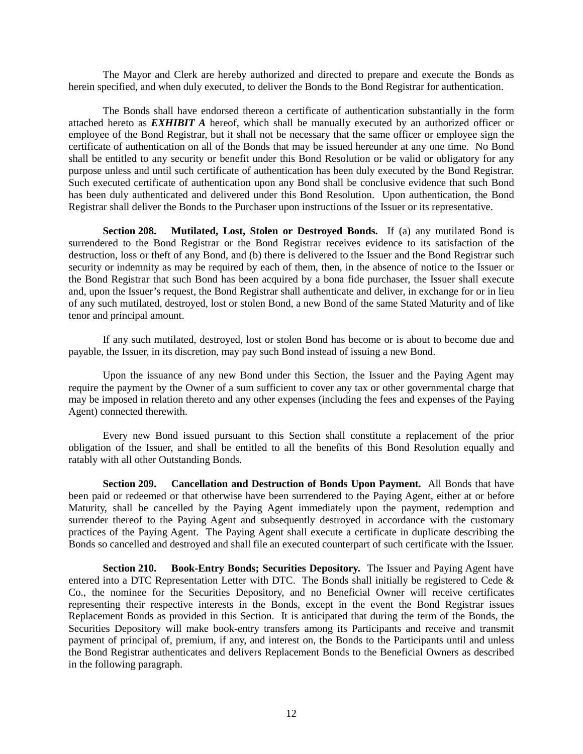The Mayor and Clerk are hereby authorized and directed to prepare and execute the Bonds as herein specified, and when duly executed, to deliver the Bonds to the Bond Registrar for authentication.

The Bonds shall have endorsed thereon a certificate of authentication substantially in the form attached hereto as ***EXHIBIT A*** hereof, which shall be manually executed by an authorized officer or employee of the Bond Registrar, but it shall not be necessary that the same officer or employee sign the certificate of authentication on all of the Bonds that may be issued hereunder at any one time. No Bond shall be entitled to any security or benefit under this Bond Resolution or be valid or obligatory for any purpose unless and until such certificate of authentication has been duly executed by the Bond Registrar. Such executed certificate of authentication upon any Bond shall be conclusive evidence that such Bond has been duly authenticated and delivered under this Bond Resolution. Upon authentication, the Bond Registrar shall deliver the Bonds to the Purchaser upon instructions of the Issuer or its representative.

**Section 208. Mutilated, Lost, Stolen or Destroyed Bonds.** If (a) any mutilated Bond is surrendered to the Bond Registrar or the Bond Registrar receives evidence to its satisfaction of the destruction, loss or theft of any Bond, and (b) there is delivered to the Issuer and the Bond Registrar such security or indemnity as may be required by each of them, then, in the absence of notice to the Issuer or the Bond Registrar that such Bond has been acquired by a bona fide purchaser, the Issuer shall execute and, upon the Issuer's request, the Bond Registrar shall authenticate and deliver, in exchange for or in lieu of any such mutilated, destroyed, lost or stolen Bond, a new Bond of the same Stated Maturity and of like tenor and principal amount.

If any such mutilated, destroyed, lost or stolen Bond has become or is about to become due and payable, the Issuer, in its discretion, may pay such Bond instead of issuing a new Bond.

Upon the issuance of any new Bond under this Section, the Issuer and the Paying Agent may require the payment by the Owner of a sum sufficient to cover any tax or other governmental charge that may be imposed in relation thereto and any other expenses (including the fees and expenses of the Paying Agent) connected therewith.

Every new Bond issued pursuant to this Section shall constitute a replacement of the prior obligation of the Issuer, and shall be entitled to all the benefits of this Bond Resolution equally and ratably with all other Outstanding Bonds.

**Section 209. Cancellation and Destruction of Bonds Upon Payment.** All Bonds that have been paid or redeemed or that otherwise have been surrendered to the Paying Agent, either at or before Maturity, shall be cancelled by the Paying Agent immediately upon the payment, redemption and surrender thereof to the Paying Agent and subsequently destroyed in accordance with the customary practices of the Paying Agent. The Paying Agent shall execute a certificate in duplicate describing the Bonds so cancelled and destroyed and shall file an executed counterpart of such certificate with the Issuer.

**Section 210. Book-Entry Bonds; Securities Depository.** The Issuer and Paying Agent have entered into a DTC Representation Letter with DTC. The Bonds shall initially be registered to Cede & Co., the nominee for the Securities Depository, and no Beneficial Owner will receive certificates representing their respective interests in the Bonds, except in the event the Bond Registrar issues Replacement Bonds as provided in this Section. It is anticipated that during the term of the Bonds, the Securities Depository will make book-entry transfers among its Participants and receive and transmit payment of principal of, premium, if any, and interest on, the Bonds to the Participants until and unless the Bond Registrar authenticates and delivers Replacement Bonds to the Beneficial Owners as described in the following paragraph.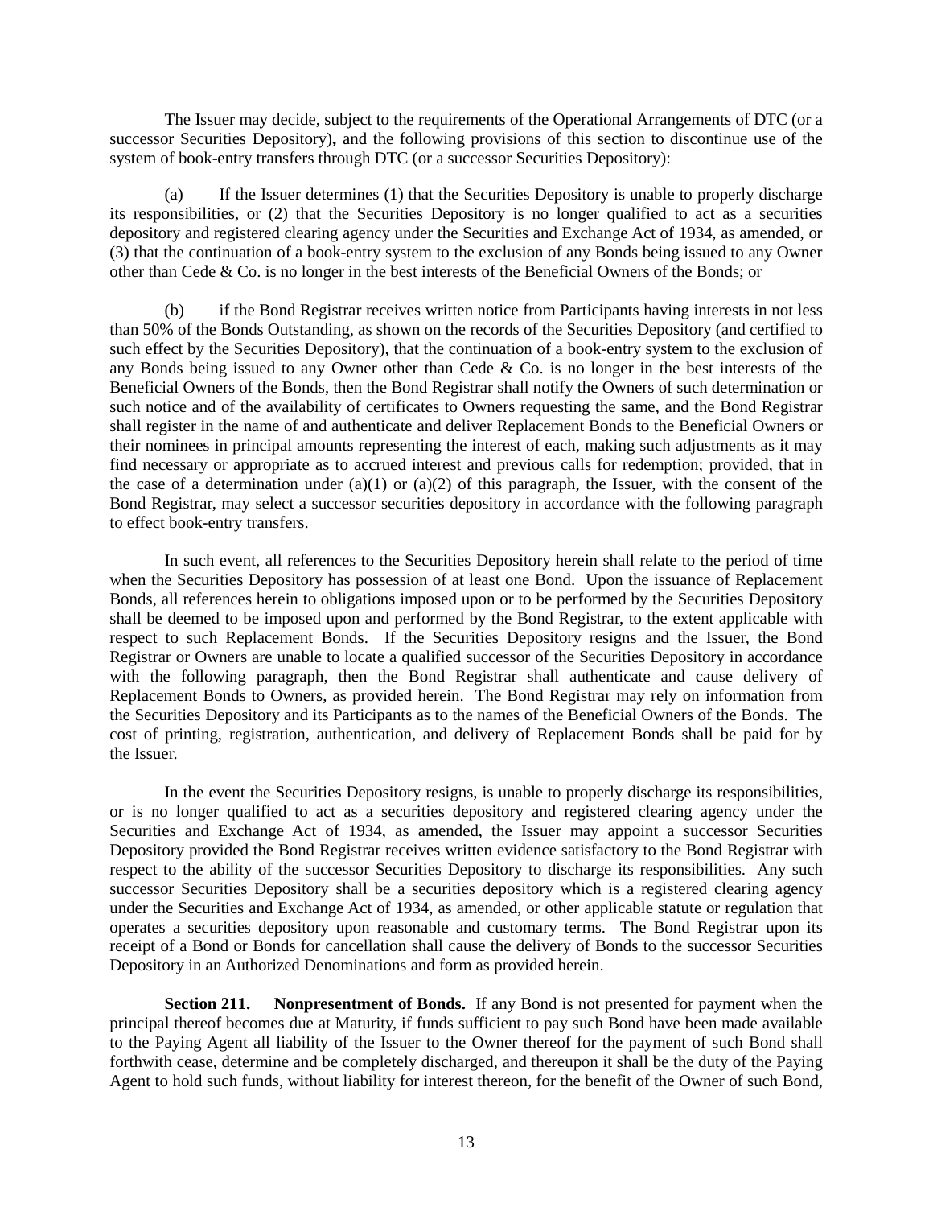The Issuer may decide, subject to the requirements of the Operational Arrangements of DTC (or a successor Securities Depository)**,** and the following provisions of this section to discontinue use of the system of book-entry transfers through DTC (or a successor Securities Depository):

(a) If the Issuer determines (1) that the Securities Depository is unable to properly discharge its responsibilities, or (2) that the Securities Depository is no longer qualified to act as a securities depository and registered clearing agency under the Securities and Exchange Act of 1934, as amended, or (3) that the continuation of a book-entry system to the exclusion of any Bonds being issued to any Owner other than Cede & Co. is no longer in the best interests of the Beneficial Owners of the Bonds; or

(b) if the Bond Registrar receives written notice from Participants having interests in not less than 50% of the Bonds Outstanding, as shown on the records of the Securities Depository (and certified to such effect by the Securities Depository), that the continuation of a book-entry system to the exclusion of any Bonds being issued to any Owner other than Cede & Co. is no longer in the best interests of the Beneficial Owners of the Bonds, then the Bond Registrar shall notify the Owners of such determination or such notice and of the availability of certificates to Owners requesting the same, and the Bond Registrar shall register in the name of and authenticate and deliver Replacement Bonds to the Beneficial Owners or their nominees in principal amounts representing the interest of each, making such adjustments as it may find necessary or appropriate as to accrued interest and previous calls for redemption; provided, that in the case of a determination under (a)(1) or (a)(2) of this paragraph, the Issuer, with the consent of the Bond Registrar, may select a successor securities depository in accordance with the following paragraph to effect book-entry transfers.

In such event, all references to the Securities Depository herein shall relate to the period of time when the Securities Depository has possession of at least one Bond. Upon the issuance of Replacement Bonds, all references herein to obligations imposed upon or to be performed by the Securities Depository shall be deemed to be imposed upon and performed by the Bond Registrar, to the extent applicable with respect to such Replacement Bonds. If the Securities Depository resigns and the Issuer, the Bond Registrar or Owners are unable to locate a qualified successor of the Securities Depository in accordance with the following paragraph, then the Bond Registrar shall authenticate and cause delivery of Replacement Bonds to Owners, as provided herein. The Bond Registrar may rely on information from the Securities Depository and its Participants as to the names of the Beneficial Owners of the Bonds. The cost of printing, registration, authentication, and delivery of Replacement Bonds shall be paid for by the Issuer.

In the event the Securities Depository resigns, is unable to properly discharge its responsibilities, or is no longer qualified to act as a securities depository and registered clearing agency under the Securities and Exchange Act of 1934, as amended, the Issuer may appoint a successor Securities Depository provided the Bond Registrar receives written evidence satisfactory to the Bond Registrar with respect to the ability of the successor Securities Depository to discharge its responsibilities. Any such successor Securities Depository shall be a securities depository which is a registered clearing agency under the Securities and Exchange Act of 1934, as amended, or other applicable statute or regulation that operates a securities depository upon reasonable and customary terms. The Bond Registrar upon its receipt of a Bond or Bonds for cancellation shall cause the delivery of Bonds to the successor Securities Depository in an Authorized Denominations and form as provided herein.

**Section 211. Nonpresentment of Bonds.** If any Bond is not presented for payment when the principal thereof becomes due at Maturity, if funds sufficient to pay such Bond have been made available to the Paying Agent all liability of the Issuer to the Owner thereof for the payment of such Bond shall forthwith cease, determine and be completely discharged, and thereupon it shall be the duty of the Paying Agent to hold such funds, without liability for interest thereon, for the benefit of the Owner of such Bond,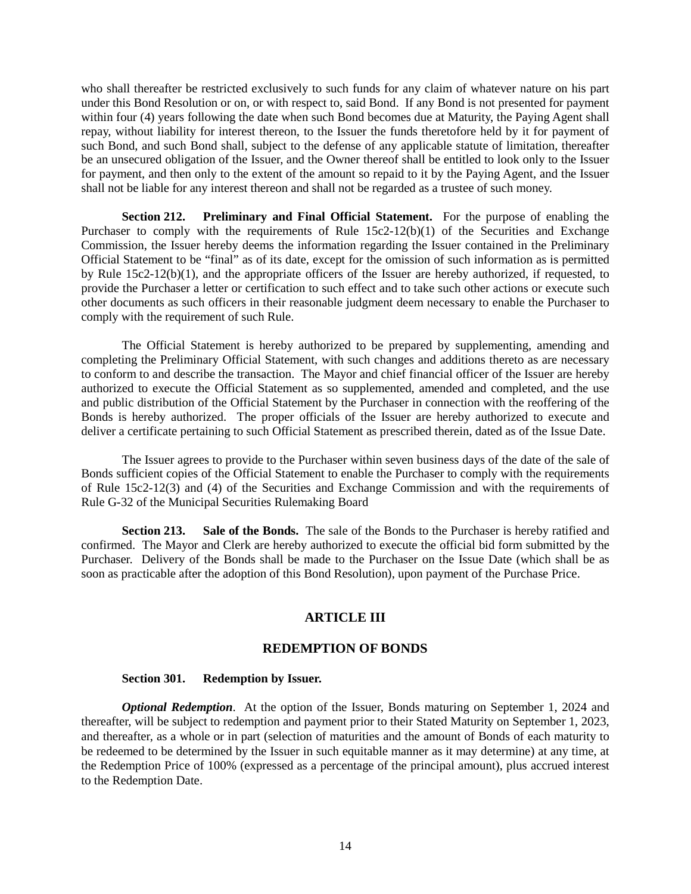who shall thereafter be restricted exclusively to such funds for any claim of whatever nature on his part under this Bond Resolution or on, or with respect to, said Bond. If any Bond is not presented for payment within four (4) years following the date when such Bond becomes due at Maturity, the Paying Agent shall repay, without liability for interest thereon, to the Issuer the funds theretofore held by it for payment of such Bond, and such Bond shall, subject to the defense of any applicable statute of limitation, thereafter be an unsecured obligation of the Issuer, and the Owner thereof shall be entitled to look only to the Issuer for payment, and then only to the extent of the amount so repaid to it by the Paying Agent, and the Issuer shall not be liable for any interest thereon and shall not be regarded as a trustee of such money.

**Section 212. Preliminary and Final Official Statement.** For the purpose of enabling the Purchaser to comply with the requirements of Rule 15c2-12(b)(1) of the Securities and Exchange Commission, the Issuer hereby deems the information regarding the Issuer contained in the Preliminary Official Statement to be "final" as of its date, except for the omission of such information as is permitted by Rule 15c2-12(b)(1), and the appropriate officers of the Issuer are hereby authorized, if requested, to provide the Purchaser a letter or certification to such effect and to take such other actions or execute such other documents as such officers in their reasonable judgment deem necessary to enable the Purchaser to comply with the requirement of such Rule.

The Official Statement is hereby authorized to be prepared by supplementing, amending and completing the Preliminary Official Statement, with such changes and additions thereto as are necessary to conform to and describe the transaction. The Mayor and chief financial officer of the Issuer are hereby authorized to execute the Official Statement as so supplemented, amended and completed, and the use and public distribution of the Official Statement by the Purchaser in connection with the reoffering of the Bonds is hereby authorized. The proper officials of the Issuer are hereby authorized to execute and deliver a certificate pertaining to such Official Statement as prescribed therein, dated as of the Issue Date.

The Issuer agrees to provide to the Purchaser within seven business days of the date of the sale of Bonds sufficient copies of the Official Statement to enable the Purchaser to comply with the requirements of Rule 15c2-12(3) and (4) of the Securities and Exchange Commission and with the requirements of Rule G-32 of the Municipal Securities Rulemaking Board

**Section 213. Sale of the Bonds.** The sale of the Bonds to the Purchaser is hereby ratified and confirmed. The Mayor and Clerk are hereby authorized to execute the official bid form submitted by the Purchaser. Delivery of the Bonds shall be made to the Purchaser on the Issue Date (which shall be as soon as practicable after the adoption of this Bond Resolution), upon payment of the Purchase Price.

## ARTICLE III

## REDEMPTION OF BONDS

**Section 301. Redemption by Issuer.**

***Optional Redemption***. At the option of the Issuer, Bonds maturing on September 1, 2024 and thereafter, will be subject to redemption and payment prior to their Stated Maturity on September 1, 2023, and thereafter, as a whole or in part (selection of maturities and the amount of Bonds of each maturity to be redeemed to be determined by the Issuer in such equitable manner as it may determine) at any time, at the Redemption Price of 100% (expressed as a percentage of the principal amount), plus accrued interest to the Redemption Date.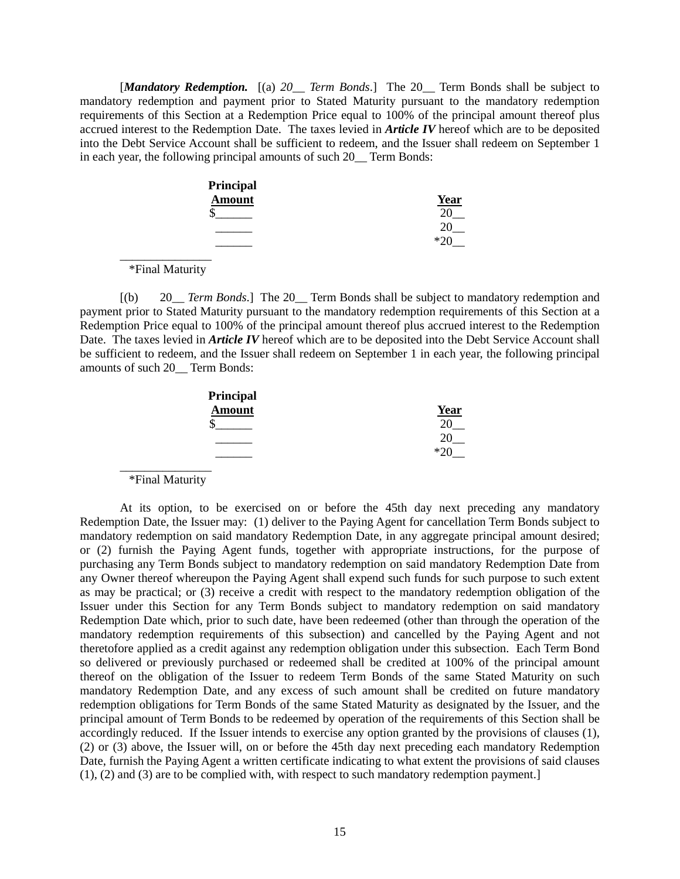[***Mandatory Redemption.*** [(a) *20__ Term Bonds*.] The 20__ Term Bonds shall be subject to mandatory redemption and payment prior to Stated Maturity pursuant to the mandatory redemption requirements of this Section at a Redemption Price equal to 100% of the principal amount thereof plus accrued interest to the Redemption Date. The taxes levied in ***Article IV*** hereof which are to be deposited into the Debt Service Account shall be sufficient to redeem, and the Issuer shall redeem on September 1 in each year, the following principal amounts of such 20__ Term Bonds:

| Principal Amount | Year |
|---|---|
| $______ | 20__ |
| ______ | 20__ |
| ______ | *20__ |

_______________
*Final Maturity

[(b) 20__ *Term Bonds*.] The 20__ Term Bonds shall be subject to mandatory redemption and payment prior to Stated Maturity pursuant to the mandatory redemption requirements of this Section at a Redemption Price equal to 100% of the principal amount thereof plus accrued interest to the Redemption Date. The taxes levied in ***Article IV*** hereof which are to be deposited into the Debt Service Account shall be sufficient to redeem, and the Issuer shall redeem on September 1 in each year, the following principal amounts of such 20__ Term Bonds:

| Principal Amount | Year |
|---|---|
| $______ | 20__ |
| ______ | 20__ |
| ______ | *20__ |

_______________
*Final Maturity

At its option, to be exercised on or before the 45th day next preceding any mandatory Redemption Date, the Issuer may: (1) deliver to the Paying Agent for cancellation Term Bonds subject to mandatory redemption on said mandatory Redemption Date, in any aggregate principal amount desired; or (2) furnish the Paying Agent funds, together with appropriate instructions, for the purpose of purchasing any Term Bonds subject to mandatory redemption on said mandatory Redemption Date from any Owner thereof whereupon the Paying Agent shall expend such funds for such purpose to such extent as may be practical; or (3) receive a credit with respect to the mandatory redemption obligation of the Issuer under this Section for any Term Bonds subject to mandatory redemption on said mandatory Redemption Date which, prior to such date, have been redeemed (other than through the operation of the mandatory redemption requirements of this subsection) and cancelled by the Paying Agent and not theretofore applied as a credit against any redemption obligation under this subsection. Each Term Bond so delivered or previously purchased or redeemed shall be credited at 100% of the principal amount thereof on the obligation of the Issuer to redeem Term Bonds of the same Stated Maturity on such mandatory Redemption Date, and any excess of such amount shall be credited on future mandatory redemption obligations for Term Bonds of the same Stated Maturity as designated by the Issuer, and the principal amount of Term Bonds to be redeemed by operation of the requirements of this Section shall be accordingly reduced. If the Issuer intends to exercise any option granted by the provisions of clauses (1), (2) or (3) above, the Issuer will, on or before the 45th day next preceding each mandatory Redemption Date, furnish the Paying Agent a written certificate indicating to what extent the provisions of said clauses (1), (2) and (3) are to be complied with, with respect to such mandatory redemption payment.]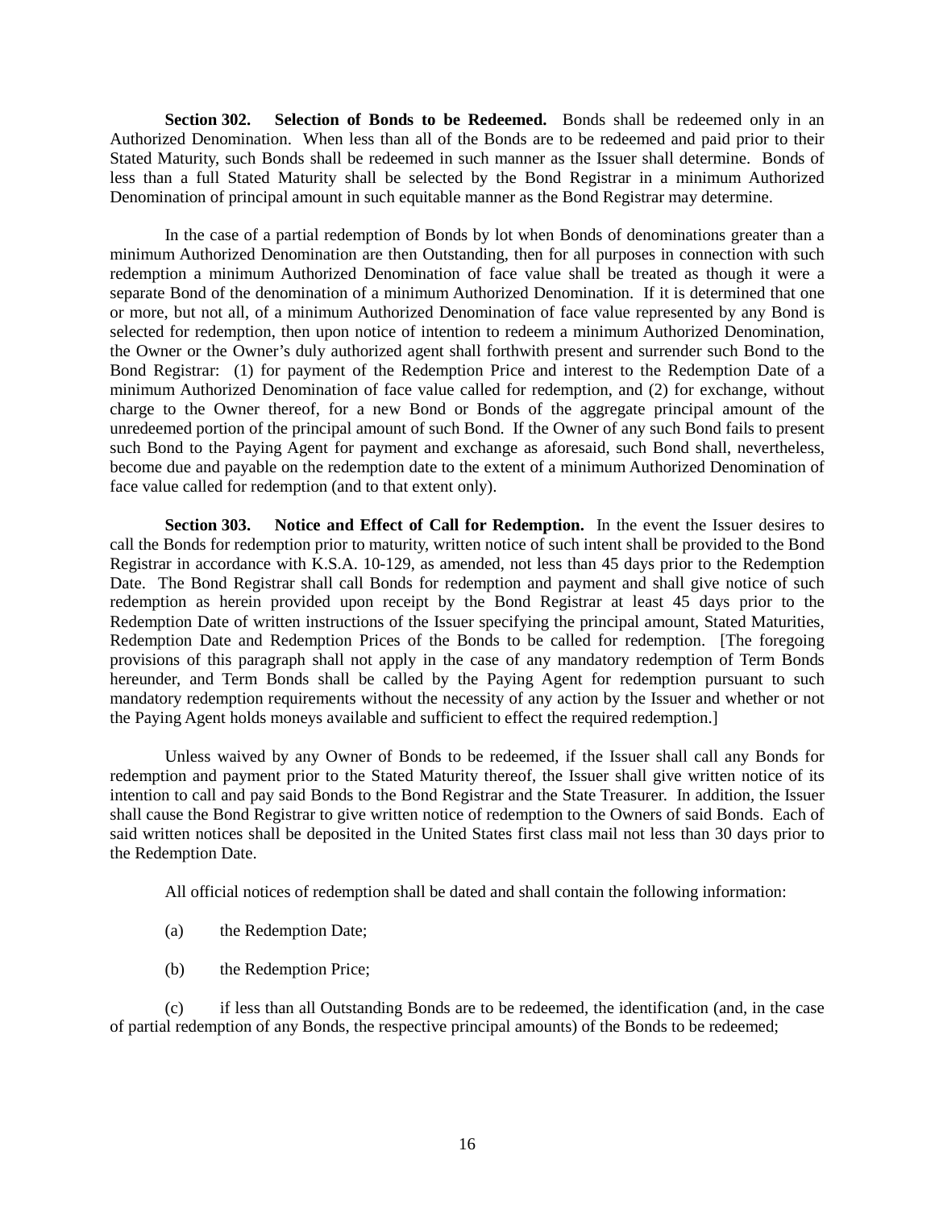**Section 302. Selection of Bonds to be Redeemed.** Bonds shall be redeemed only in an Authorized Denomination. When less than all of the Bonds are to be redeemed and paid prior to their Stated Maturity, such Bonds shall be redeemed in such manner as the Issuer shall determine. Bonds of less than a full Stated Maturity shall be selected by the Bond Registrar in a minimum Authorized Denomination of principal amount in such equitable manner as the Bond Registrar may determine.

In the case of a partial redemption of Bonds by lot when Bonds of denominations greater than a minimum Authorized Denomination are then Outstanding, then for all purposes in connection with such redemption a minimum Authorized Denomination of face value shall be treated as though it were a separate Bond of the denomination of a minimum Authorized Denomination. If it is determined that one or more, but not all, of a minimum Authorized Denomination of face value represented by any Bond is selected for redemption, then upon notice of intention to redeem a minimum Authorized Denomination, the Owner or the Owner's duly authorized agent shall forthwith present and surrender such Bond to the Bond Registrar: (1) for payment of the Redemption Price and interest to the Redemption Date of a minimum Authorized Denomination of face value called for redemption, and (2) for exchange, without charge to the Owner thereof, for a new Bond or Bonds of the aggregate principal amount of the unredeemed portion of the principal amount of such Bond. If the Owner of any such Bond fails to present such Bond to the Paying Agent for payment and exchange as aforesaid, such Bond shall, nevertheless, become due and payable on the redemption date to the extent of a minimum Authorized Denomination of face value called for redemption (and to that extent only).

**Section 303. Notice and Effect of Call for Redemption.** In the event the Issuer desires to call the Bonds for redemption prior to maturity, written notice of such intent shall be provided to the Bond Registrar in accordance with K.S.A. 10-129, as amended, not less than 45 days prior to the Redemption Date. The Bond Registrar shall call Bonds for redemption and payment and shall give notice of such redemption as herein provided upon receipt by the Bond Registrar at least 45 days prior to the Redemption Date of written instructions of the Issuer specifying the principal amount, Stated Maturities, Redemption Date and Redemption Prices of the Bonds to be called for redemption. [The foregoing provisions of this paragraph shall not apply in the case of any mandatory redemption of Term Bonds hereunder, and Term Bonds shall be called by the Paying Agent for redemption pursuant to such mandatory redemption requirements without the necessity of any action by the Issuer and whether or not the Paying Agent holds moneys available and sufficient to effect the required redemption.]

Unless waived by any Owner of Bonds to be redeemed, if the Issuer shall call any Bonds for redemption and payment prior to the Stated Maturity thereof, the Issuer shall give written notice of its intention to call and pay said Bonds to the Bond Registrar and the State Treasurer. In addition, the Issuer shall cause the Bond Registrar to give written notice of redemption to the Owners of said Bonds. Each of said written notices shall be deposited in the United States first class mail not less than 30 days prior to the Redemption Date.

All official notices of redemption shall be dated and shall contain the following information:

(a) the Redemption Date;

(b) the Redemption Price;

(c) if less than all Outstanding Bonds are to be redeemed, the identification (and, in the case of partial redemption of any Bonds, the respective principal amounts) of the Bonds to be redeemed;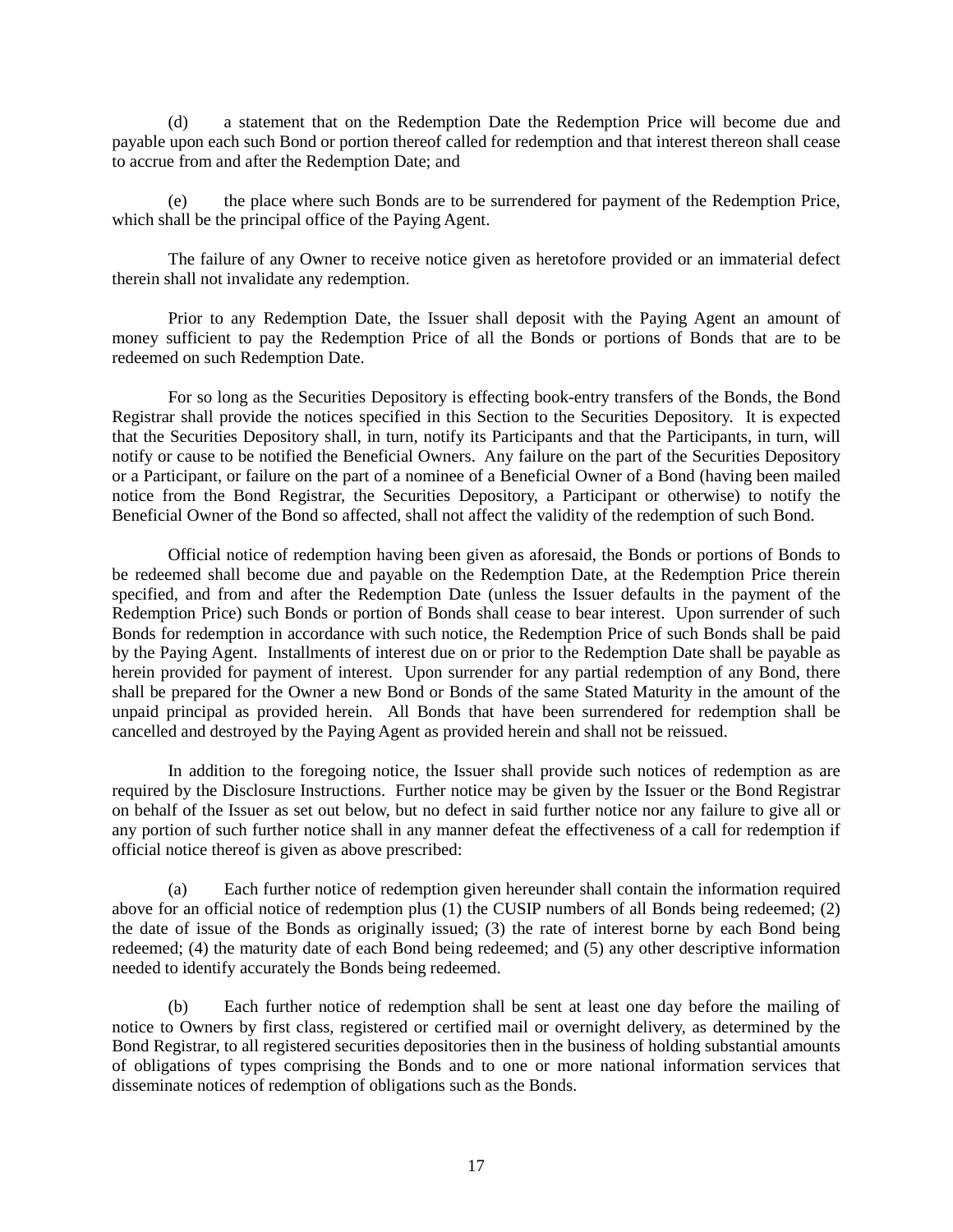(d) a statement that on the Redemption Date the Redemption Price will become due and payable upon each such Bond or portion thereof called for redemption and that interest thereon shall cease to accrue from and after the Redemption Date; and

(e) the place where such Bonds are to be surrendered for payment of the Redemption Price, which shall be the principal office of the Paying Agent.

The failure of any Owner to receive notice given as heretofore provided or an immaterial defect therein shall not invalidate any redemption.

Prior to any Redemption Date, the Issuer shall deposit with the Paying Agent an amount of money sufficient to pay the Redemption Price of all the Bonds or portions of Bonds that are to be redeemed on such Redemption Date.

For so long as the Securities Depository is effecting book-entry transfers of the Bonds, the Bond Registrar shall provide the notices specified in this Section to the Securities Depository. It is expected that the Securities Depository shall, in turn, notify its Participants and that the Participants, in turn, will notify or cause to be notified the Beneficial Owners. Any failure on the part of the Securities Depository or a Participant, or failure on the part of a nominee of a Beneficial Owner of a Bond (having been mailed notice from the Bond Registrar, the Securities Depository, a Participant or otherwise) to notify the Beneficial Owner of the Bond so affected, shall not affect the validity of the redemption of such Bond.

Official notice of redemption having been given as aforesaid, the Bonds or portions of Bonds to be redeemed shall become due and payable on the Redemption Date, at the Redemption Price therein specified, and from and after the Redemption Date (unless the Issuer defaults in the payment of the Redemption Price) such Bonds or portion of Bonds shall cease to bear interest. Upon surrender of such Bonds for redemption in accordance with such notice, the Redemption Price of such Bonds shall be paid by the Paying Agent. Installments of interest due on or prior to the Redemption Date shall be payable as herein provided for payment of interest. Upon surrender for any partial redemption of any Bond, there shall be prepared for the Owner a new Bond or Bonds of the same Stated Maturity in the amount of the unpaid principal as provided herein. All Bonds that have been surrendered for redemption shall be cancelled and destroyed by the Paying Agent as provided herein and shall not be reissued.

In addition to the foregoing notice, the Issuer shall provide such notices of redemption as are required by the Disclosure Instructions. Further notice may be given by the Issuer or the Bond Registrar on behalf of the Issuer as set out below, but no defect in said further notice nor any failure to give all or any portion of such further notice shall in any manner defeat the effectiveness of a call for redemption if official notice thereof is given as above prescribed:

(a) Each further notice of redemption given hereunder shall contain the information required above for an official notice of redemption plus (1) the CUSIP numbers of all Bonds being redeemed; (2) the date of issue of the Bonds as originally issued; (3) the rate of interest borne by each Bond being redeemed; (4) the maturity date of each Bond being redeemed; and (5) any other descriptive information needed to identify accurately the Bonds being redeemed.

(b) Each further notice of redemption shall be sent at least one day before the mailing of notice to Owners by first class, registered or certified mail or overnight delivery, as determined by the Bond Registrar, to all registered securities depositories then in the business of holding substantial amounts of obligations of types comprising the Bonds and to one or more national information services that disseminate notices of redemption of obligations such as the Bonds.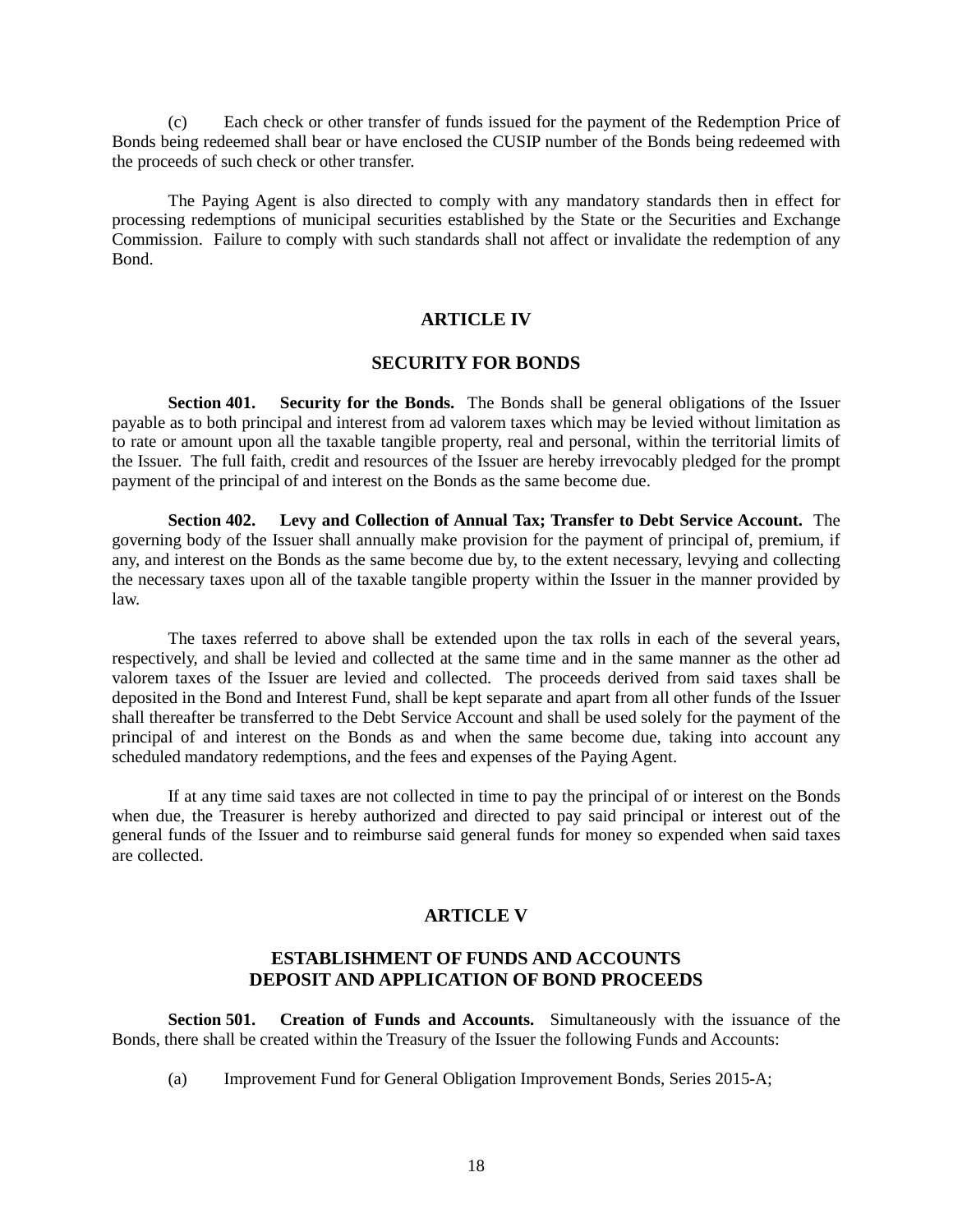(c) Each check or other transfer of funds issued for the payment of the Redemption Price of Bonds being redeemed shall bear or have enclosed the CUSIP number of the Bonds being redeemed with the proceeds of such check or other transfer.

The Paying Agent is also directed to comply with any mandatory standards then in effect for processing redemptions of municipal securities established by the State or the Securities and Exchange Commission. Failure to comply with such standards shall not affect or invalidate the redemption of any Bond.

## ARTICLE IV

## SECURITY FOR BONDS

**Section 401. Security for the Bonds.** The Bonds shall be general obligations of the Issuer payable as to both principal and interest from ad valorem taxes which may be levied without limitation as to rate or amount upon all the taxable tangible property, real and personal, within the territorial limits of the Issuer. The full faith, credit and resources of the Issuer are hereby irrevocably pledged for the prompt payment of the principal of and interest on the Bonds as the same become due.

**Section 402. Levy and Collection of Annual Tax; Transfer to Debt Service Account.** The governing body of the Issuer shall annually make provision for the payment of principal of, premium, if any, and interest on the Bonds as the same become due by, to the extent necessary, levying and collecting the necessary taxes upon all of the taxable tangible property within the Issuer in the manner provided by law.

The taxes referred to above shall be extended upon the tax rolls in each of the several years, respectively, and shall be levied and collected at the same time and in the same manner as the other ad valorem taxes of the Issuer are levied and collected. The proceeds derived from said taxes shall be deposited in the Bond and Interest Fund, shall be kept separate and apart from all other funds of the Issuer shall thereafter be transferred to the Debt Service Account and shall be used solely for the payment of the principal of and interest on the Bonds as and when the same become due, taking into account any scheduled mandatory redemptions, and the fees and expenses of the Paying Agent.

If at any time said taxes are not collected in time to pay the principal of or interest on the Bonds when due, the Treasurer is hereby authorized and directed to pay said principal or interest out of the general funds of the Issuer and to reimburse said general funds for money so expended when said taxes are collected.

## ARTICLE V

## ESTABLISHMENT OF FUNDS AND ACCOUNTS DEPOSIT AND APPLICATION OF BOND PROCEEDS

**Section 501. Creation of Funds and Accounts.** Simultaneously with the issuance of the Bonds, there shall be created within the Treasury of the Issuer the following Funds and Accounts:

(a) Improvement Fund for General Obligation Improvement Bonds, Series 2015-A;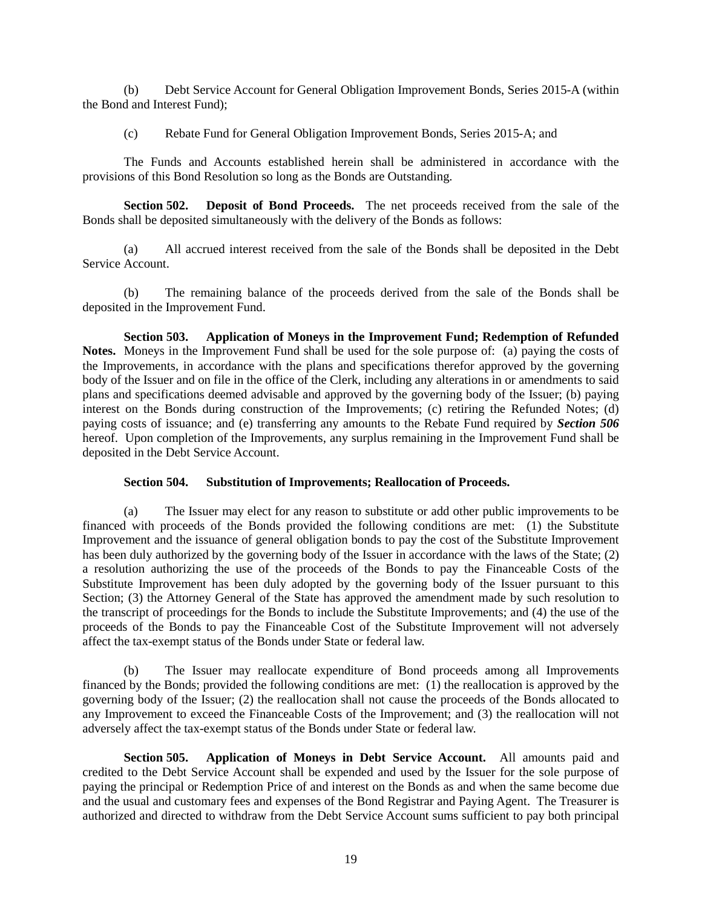(b) Debt Service Account for General Obligation Improvement Bonds, Series 2015-A (within the Bond and Interest Fund);

(c) Rebate Fund for General Obligation Improvement Bonds, Series 2015-A; and

The Funds and Accounts established herein shall be administered in accordance with the provisions of this Bond Resolution so long as the Bonds are Outstanding.

**Section 502. Deposit of Bond Proceeds.** The net proceeds received from the sale of the Bonds shall be deposited simultaneously with the delivery of the Bonds as follows:

(a) All accrued interest received from the sale of the Bonds shall be deposited in the Debt Service Account.

(b) The remaining balance of the proceeds derived from the sale of the Bonds shall be deposited in the Improvement Fund.

**Section 503. Application of Moneys in the Improvement Fund; Redemption of Refunded Notes.** Moneys in the Improvement Fund shall be used for the sole purpose of: (a) paying the costs of the Improvements, in accordance with the plans and specifications therefor approved by the governing body of the Issuer and on file in the office of the Clerk, including any alterations in or amendments to said plans and specifications deemed advisable and approved by the governing body of the Issuer; (b) paying interest on the Bonds during construction of the Improvements; (c) retiring the Refunded Notes; (d) paying costs of issuance; and (e) transferring any amounts to the Rebate Fund required by ***Section 506*** hereof. Upon completion of the Improvements, any surplus remaining in the Improvement Fund shall be deposited in the Debt Service Account.

**Section 504. Substitution of Improvements; Reallocation of Proceeds.**

(a) The Issuer may elect for any reason to substitute or add other public improvements to be financed with proceeds of the Bonds provided the following conditions are met: (1) the Substitute Improvement and the issuance of general obligation bonds to pay the cost of the Substitute Improvement has been duly authorized by the governing body of the Issuer in accordance with the laws of the State; (2) a resolution authorizing the use of the proceeds of the Bonds to pay the Financeable Costs of the Substitute Improvement has been duly adopted by the governing body of the Issuer pursuant to this Section; (3) the Attorney General of the State has approved the amendment made by such resolution to the transcript of proceedings for the Bonds to include the Substitute Improvements; and (4) the use of the proceeds of the Bonds to pay the Financeable Cost of the Substitute Improvement will not adversely affect the tax-exempt status of the Bonds under State or federal law.

(b) The Issuer may reallocate expenditure of Bond proceeds among all Improvements financed by the Bonds; provided the following conditions are met: (1) the reallocation is approved by the governing body of the Issuer; (2) the reallocation shall not cause the proceeds of the Bonds allocated to any Improvement to exceed the Financeable Costs of the Improvement; and (3) the reallocation will not adversely affect the tax-exempt status of the Bonds under State or federal law.

**Section 505. Application of Moneys in Debt Service Account.** All amounts paid and credited to the Debt Service Account shall be expended and used by the Issuer for the sole purpose of paying the principal or Redemption Price of and interest on the Bonds as and when the same become due and the usual and customary fees and expenses of the Bond Registrar and Paying Agent. The Treasurer is authorized and directed to withdraw from the Debt Service Account sums sufficient to pay both principal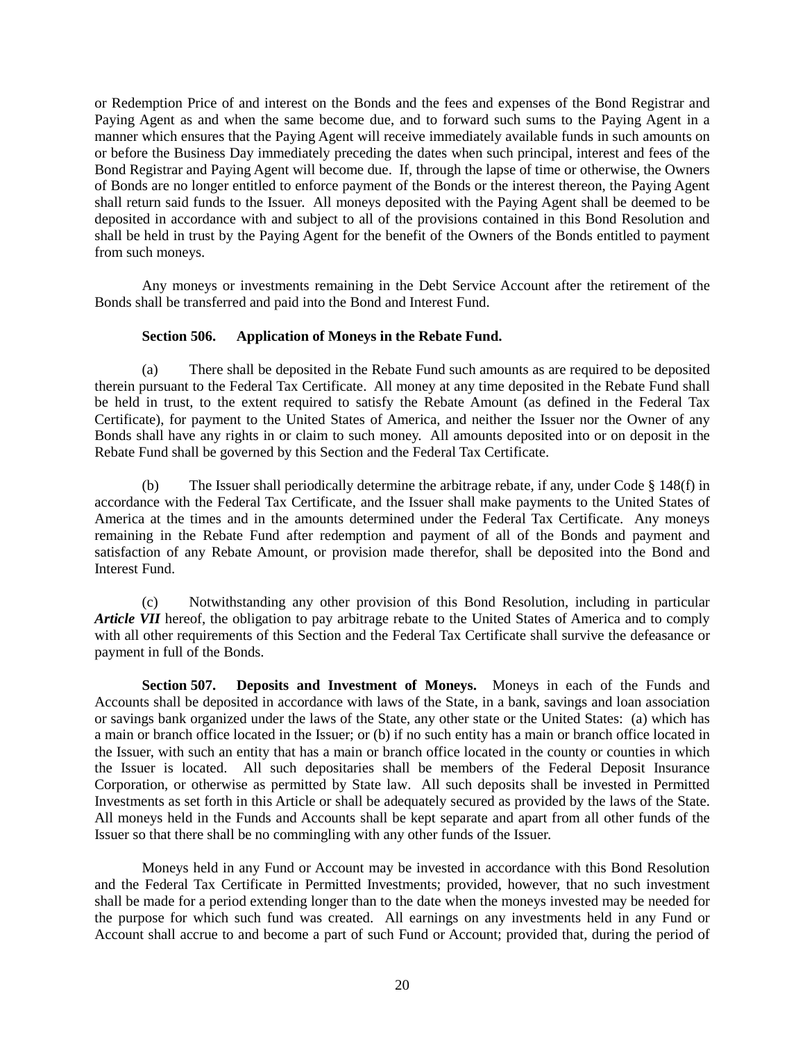or Redemption Price of and interest on the Bonds and the fees and expenses of the Bond Registrar and Paying Agent as and when the same become due, and to forward such sums to the Paying Agent in a manner which ensures that the Paying Agent will receive immediately available funds in such amounts on or before the Business Day immediately preceding the dates when such principal, interest and fees of the Bond Registrar and Paying Agent will become due. If, through the lapse of time or otherwise, the Owners of Bonds are no longer entitled to enforce payment of the Bonds or the interest thereon, the Paying Agent shall return said funds to the Issuer. All moneys deposited with the Paying Agent shall be deemed to be deposited in accordance with and subject to all of the provisions contained in this Bond Resolution and shall be held in trust by the Paying Agent for the benefit of the Owners of the Bonds entitled to payment from such moneys.

Any moneys or investments remaining in the Debt Service Account after the retirement of the Bonds shall be transferred and paid into the Bond and Interest Fund.

**Section 506. Application of Moneys in the Rebate Fund.**

(a) There shall be deposited in the Rebate Fund such amounts as are required to be deposited therein pursuant to the Federal Tax Certificate. All money at any time deposited in the Rebate Fund shall be held in trust, to the extent required to satisfy the Rebate Amount (as defined in the Federal Tax Certificate), for payment to the United States of America, and neither the Issuer nor the Owner of any Bonds shall have any rights in or claim to such money. All amounts deposited into or on deposit in the Rebate Fund shall be governed by this Section and the Federal Tax Certificate.

(b) The Issuer shall periodically determine the arbitrage rebate, if any, under Code § 148(f) in accordance with the Federal Tax Certificate, and the Issuer shall make payments to the United States of America at the times and in the amounts determined under the Federal Tax Certificate. Any moneys remaining in the Rebate Fund after redemption and payment of all of the Bonds and payment and satisfaction of any Rebate Amount, or provision made therefor, shall be deposited into the Bond and Interest Fund.

(c) Notwithstanding any other provision of this Bond Resolution, including in particular ***Article VII*** hereof, the obligation to pay arbitrage rebate to the United States of America and to comply with all other requirements of this Section and the Federal Tax Certificate shall survive the defeasance or payment in full of the Bonds.

**Section 507. Deposits and Investment of Moneys.** Moneys in each of the Funds and Accounts shall be deposited in accordance with laws of the State, in a bank, savings and loan association or savings bank organized under the laws of the State, any other state or the United States: (a) which has a main or branch office located in the Issuer; or (b) if no such entity has a main or branch office located in the Issuer, with such an entity that has a main or branch office located in the county or counties in which the Issuer is located. All such depositaries shall be members of the Federal Deposit Insurance Corporation, or otherwise as permitted by State law. All such deposits shall be invested in Permitted Investments as set forth in this Article or shall be adequately secured as provided by the laws of the State. All moneys held in the Funds and Accounts shall be kept separate and apart from all other funds of the Issuer so that there shall be no commingling with any other funds of the Issuer.

Moneys held in any Fund or Account may be invested in accordance with this Bond Resolution and the Federal Tax Certificate in Permitted Investments; provided, however, that no such investment shall be made for a period extending longer than to the date when the moneys invested may be needed for the purpose for which such fund was created. All earnings on any investments held in any Fund or Account shall accrue to and become a part of such Fund or Account; provided that, during the period of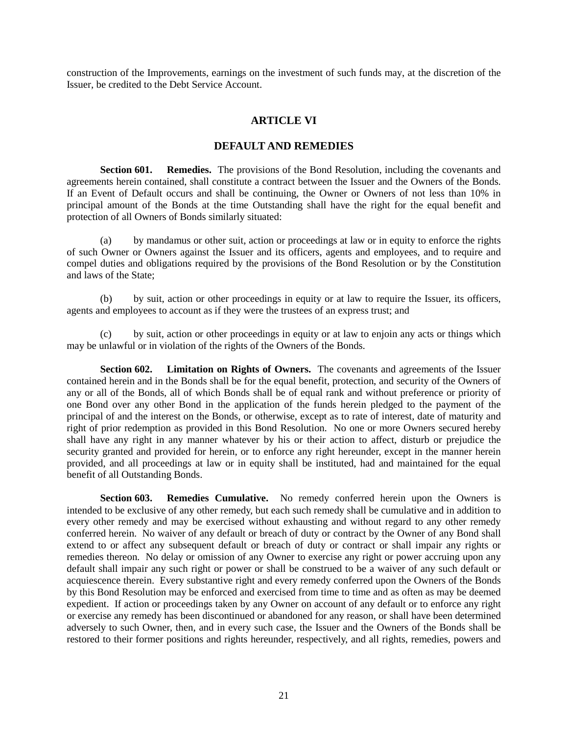construction of the Improvements, earnings on the investment of such funds may, at the discretion of the Issuer, be credited to the Debt Service Account.

## ARTICLE VI

## DEFAULT AND REMEDIES

**Section 601. Remedies.** The provisions of the Bond Resolution, including the covenants and agreements herein contained, shall constitute a contract between the Issuer and the Owners of the Bonds. If an Event of Default occurs and shall be continuing, the Owner or Owners of not less than 10% in principal amount of the Bonds at the time Outstanding shall have the right for the equal benefit and protection of all Owners of Bonds similarly situated:

(a) by mandamus or other suit, action or proceedings at law or in equity to enforce the rights of such Owner or Owners against the Issuer and its officers, agents and employees, and to require and compel duties and obligations required by the provisions of the Bond Resolution or by the Constitution and laws of the State;

(b) by suit, action or other proceedings in equity or at law to require the Issuer, its officers, agents and employees to account as if they were the trustees of an express trust; and

(c) by suit, action or other proceedings in equity or at law to enjoin any acts or things which may be unlawful or in violation of the rights of the Owners of the Bonds.

**Section 602. Limitation on Rights of Owners.** The covenants and agreements of the Issuer contained herein and in the Bonds shall be for the equal benefit, protection, and security of the Owners of any or all of the Bonds, all of which Bonds shall be of equal rank and without preference or priority of one Bond over any other Bond in the application of the funds herein pledged to the payment of the principal of and the interest on the Bonds, or otherwise, except as to rate of interest, date of maturity and right of prior redemption as provided in this Bond Resolution. No one or more Owners secured hereby shall have any right in any manner whatever by his or their action to affect, disturb or prejudice the security granted and provided for herein, or to enforce any right hereunder, except in the manner herein provided, and all proceedings at law or in equity shall be instituted, had and maintained for the equal benefit of all Outstanding Bonds.

**Section 603. Remedies Cumulative.** No remedy conferred herein upon the Owners is intended to be exclusive of any other remedy, but each such remedy shall be cumulative and in addition to every other remedy and may be exercised without exhausting and without regard to any other remedy conferred herein. No waiver of any default or breach of duty or contract by the Owner of any Bond shall extend to or affect any subsequent default or breach of duty or contract or shall impair any rights or remedies thereon. No delay or omission of any Owner to exercise any right or power accruing upon any default shall impair any such right or power or shall be construed to be a waiver of any such default or acquiescence therein. Every substantive right and every remedy conferred upon the Owners of the Bonds by this Bond Resolution may be enforced and exercised from time to time and as often as may be deemed expedient. If action or proceedings taken by any Owner on account of any default or to enforce any right or exercise any remedy has been discontinued or abandoned for any reason, or shall have been determined adversely to such Owner, then, and in every such case, the Issuer and the Owners of the Bonds shall be restored to their former positions and rights hereunder, respectively, and all rights, remedies, powers and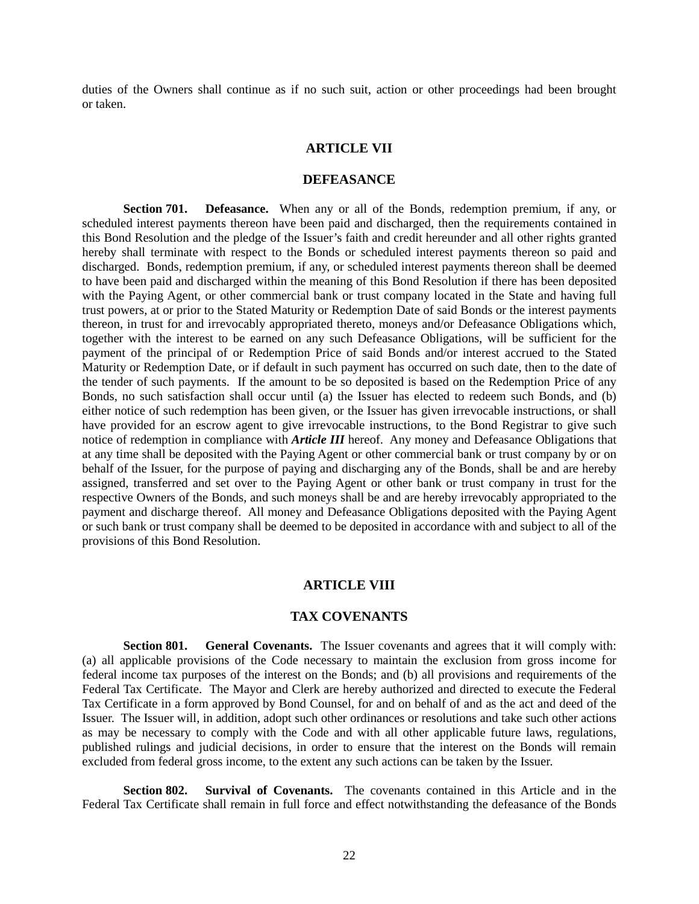duties of the Owners shall continue as if no such suit, action or other proceedings had been brought or taken.

## ARTICLE VII

## DEFEASANCE

**Section 701. Defeasance.** When any or all of the Bonds, redemption premium, if any, or scheduled interest payments thereon have been paid and discharged, then the requirements contained in this Bond Resolution and the pledge of the Issuer's faith and credit hereunder and all other rights granted hereby shall terminate with respect to the Bonds or scheduled interest payments thereon so paid and discharged. Bonds, redemption premium, if any, or scheduled interest payments thereon shall be deemed to have been paid and discharged within the meaning of this Bond Resolution if there has been deposited with the Paying Agent, or other commercial bank or trust company located in the State and having full trust powers, at or prior to the Stated Maturity or Redemption Date of said Bonds or the interest payments thereon, in trust for and irrevocably appropriated thereto, moneys and/or Defeasance Obligations which, together with the interest to be earned on any such Defeasance Obligations, will be sufficient for the payment of the principal of or Redemption Price of said Bonds and/or interest accrued to the Stated Maturity or Redemption Date, or if default in such payment has occurred on such date, then to the date of the tender of such payments. If the amount to be so deposited is based on the Redemption Price of any Bonds, no such satisfaction shall occur until (a) the Issuer has elected to redeem such Bonds, and (b) either notice of such redemption has been given, or the Issuer has given irrevocable instructions, or shall have provided for an escrow agent to give irrevocable instructions, to the Bond Registrar to give such notice of redemption in compliance with ***Article III*** hereof. Any money and Defeasance Obligations that at any time shall be deposited with the Paying Agent or other commercial bank or trust company by or on behalf of the Issuer, for the purpose of paying and discharging any of the Bonds, shall be and are hereby assigned, transferred and set over to the Paying Agent or other bank or trust company in trust for the respective Owners of the Bonds, and such moneys shall be and are hereby irrevocably appropriated to the payment and discharge thereof. All money and Defeasance Obligations deposited with the Paying Agent or such bank or trust company shall be deemed to be deposited in accordance with and subject to all of the provisions of this Bond Resolution.

## ARTICLE VIII

## TAX COVENANTS

**Section 801. General Covenants.** The Issuer covenants and agrees that it will comply with: (a) all applicable provisions of the Code necessary to maintain the exclusion from gross income for federal income tax purposes of the interest on the Bonds; and (b) all provisions and requirements of the Federal Tax Certificate. The Mayor and Clerk are hereby authorized and directed to execute the Federal Tax Certificate in a form approved by Bond Counsel, for and on behalf of and as the act and deed of the Issuer. The Issuer will, in addition, adopt such other ordinances or resolutions and take such other actions as may be necessary to comply with the Code and with all other applicable future laws, regulations, published rulings and judicial decisions, in order to ensure that the interest on the Bonds will remain excluded from federal gross income, to the extent any such actions can be taken by the Issuer.

**Section 802. Survival of Covenants.** The covenants contained in this Article and in the Federal Tax Certificate shall remain in full force and effect notwithstanding the defeasance of the Bonds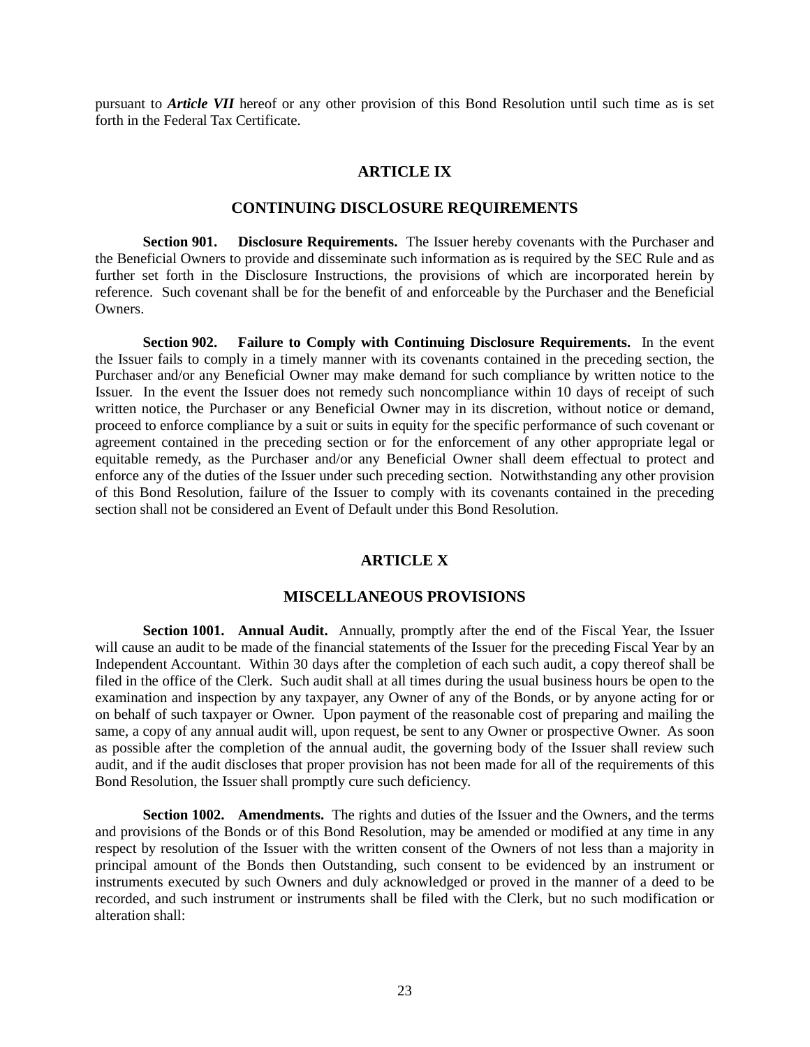pursuant to ***Article VII*** hereof or any other provision of this Bond Resolution until such time as is set forth in the Federal Tax Certificate.

## ARTICLE IX

## CONTINUING DISCLOSURE REQUIREMENTS

**Section 901. Disclosure Requirements.** The Issuer hereby covenants with the Purchaser and the Beneficial Owners to provide and disseminate such information as is required by the SEC Rule and as further set forth in the Disclosure Instructions, the provisions of which are incorporated herein by reference. Such covenant shall be for the benefit of and enforceable by the Purchaser and the Beneficial Owners.

**Section 902. Failure to Comply with Continuing Disclosure Requirements.** In the event the Issuer fails to comply in a timely manner with its covenants contained in the preceding section, the Purchaser and/or any Beneficial Owner may make demand for such compliance by written notice to the Issuer. In the event the Issuer does not remedy such noncompliance within 10 days of receipt of such written notice, the Purchaser or any Beneficial Owner may in its discretion, without notice or demand, proceed to enforce compliance by a suit or suits in equity for the specific performance of such covenant or agreement contained in the preceding section or for the enforcement of any other appropriate legal or equitable remedy, as the Purchaser and/or any Beneficial Owner shall deem effectual to protect and enforce any of the duties of the Issuer under such preceding section. Notwithstanding any other provision of this Bond Resolution, failure of the Issuer to comply with its covenants contained in the preceding section shall not be considered an Event of Default under this Bond Resolution.

## ARTICLE X

## MISCELLANEOUS PROVISIONS

**Section 1001. Annual Audit.** Annually, promptly after the end of the Fiscal Year, the Issuer will cause an audit to be made of the financial statements of the Issuer for the preceding Fiscal Year by an Independent Accountant. Within 30 days after the completion of each such audit, a copy thereof shall be filed in the office of the Clerk. Such audit shall at all times during the usual business hours be open to the examination and inspection by any taxpayer, any Owner of any of the Bonds, or by anyone acting for or on behalf of such taxpayer or Owner. Upon payment of the reasonable cost of preparing and mailing the same, a copy of any annual audit will, upon request, be sent to any Owner or prospective Owner. As soon as possible after the completion of the annual audit, the governing body of the Issuer shall review such audit, and if the audit discloses that proper provision has not been made for all of the requirements of this Bond Resolution, the Issuer shall promptly cure such deficiency.

**Section 1002. Amendments.** The rights and duties of the Issuer and the Owners, and the terms and provisions of the Bonds or of this Bond Resolution, may be amended or modified at any time in any respect by resolution of the Issuer with the written consent of the Owners of not less than a majority in principal amount of the Bonds then Outstanding, such consent to be evidenced by an instrument or instruments executed by such Owners and duly acknowledged or proved in the manner of a deed to be recorded, and such instrument or instruments shall be filed with the Clerk, but no such modification or alteration shall: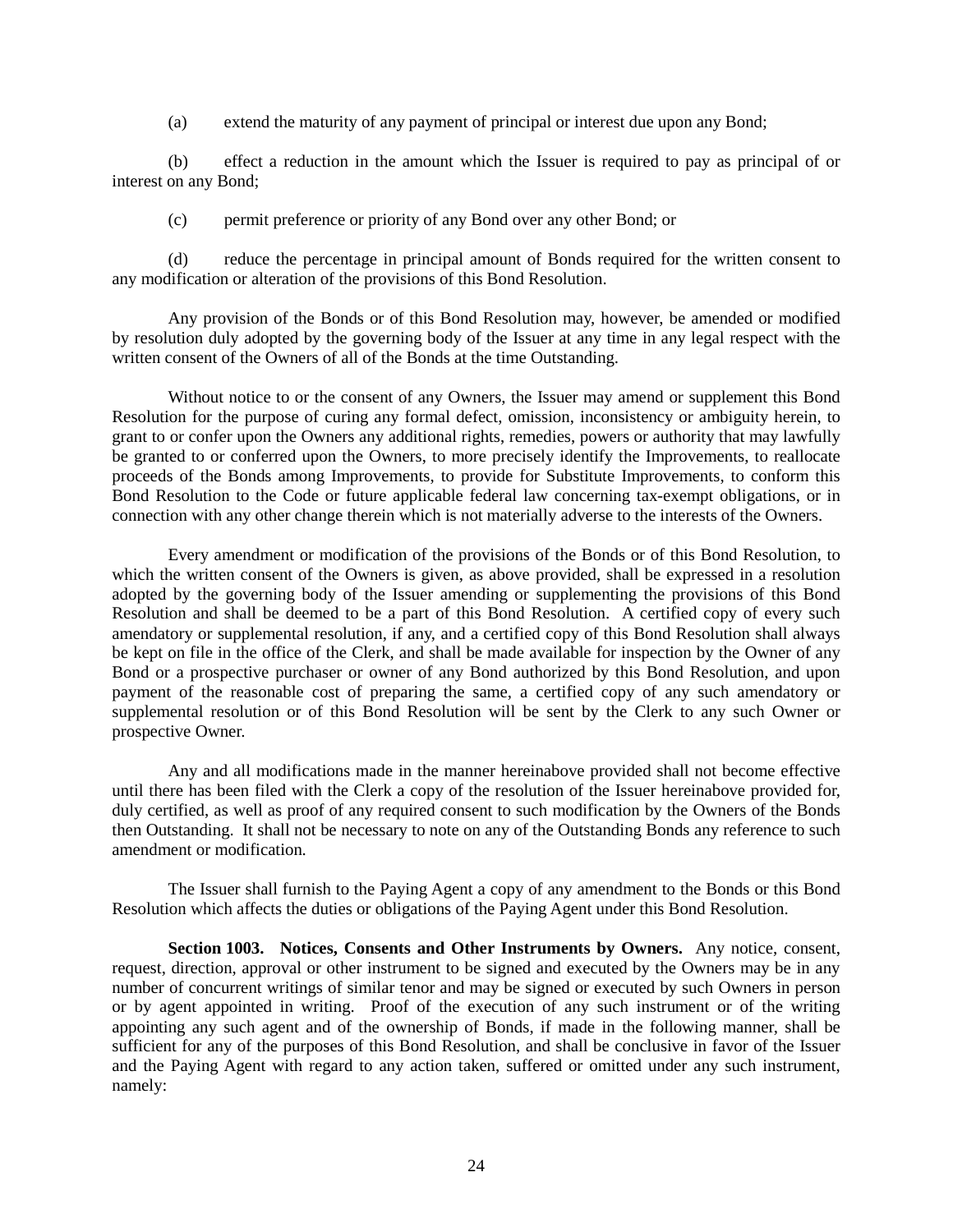(a) extend the maturity of any payment of principal or interest due upon any Bond;

(b) effect a reduction in the amount which the Issuer is required to pay as principal of or interest on any Bond;

(c) permit preference or priority of any Bond over any other Bond; or

(d) reduce the percentage in principal amount of Bonds required for the written consent to any modification or alteration of the provisions of this Bond Resolution.

Any provision of the Bonds or of this Bond Resolution may, however, be amended or modified by resolution duly adopted by the governing body of the Issuer at any time in any legal respect with the written consent of the Owners of all of the Bonds at the time Outstanding.

Without notice to or the consent of any Owners, the Issuer may amend or supplement this Bond Resolution for the purpose of curing any formal defect, omission, inconsistency or ambiguity herein, to grant to or confer upon the Owners any additional rights, remedies, powers or authority that may lawfully be granted to or conferred upon the Owners, to more precisely identify the Improvements, to reallocate proceeds of the Bonds among Improvements, to provide for Substitute Improvements, to conform this Bond Resolution to the Code or future applicable federal law concerning tax-exempt obligations, or in connection with any other change therein which is not materially adverse to the interests of the Owners.

Every amendment or modification of the provisions of the Bonds or of this Bond Resolution, to which the written consent of the Owners is given, as above provided, shall be expressed in a resolution adopted by the governing body of the Issuer amending or supplementing the provisions of this Bond Resolution and shall be deemed to be a part of this Bond Resolution. A certified copy of every such amendatory or supplemental resolution, if any, and a certified copy of this Bond Resolution shall always be kept on file in the office of the Clerk, and shall be made available for inspection by the Owner of any Bond or a prospective purchaser or owner of any Bond authorized by this Bond Resolution, and upon payment of the reasonable cost of preparing the same, a certified copy of any such amendatory or supplemental resolution or of this Bond Resolution will be sent by the Clerk to any such Owner or prospective Owner.

Any and all modifications made in the manner hereinabove provided shall not become effective until there has been filed with the Clerk a copy of the resolution of the Issuer hereinabove provided for, duly certified, as well as proof of any required consent to such modification by the Owners of the Bonds then Outstanding. It shall not be necessary to note on any of the Outstanding Bonds any reference to such amendment or modification.

The Issuer shall furnish to the Paying Agent a copy of any amendment to the Bonds or this Bond Resolution which affects the duties or obligations of the Paying Agent under this Bond Resolution.

**Section 1003. Notices, Consents and Other Instruments by Owners.** Any notice, consent, request, direction, approval or other instrument to be signed and executed by the Owners may be in any number of concurrent writings of similar tenor and may be signed or executed by such Owners in person or by agent appointed in writing. Proof of the execution of any such instrument or of the writing appointing any such agent and of the ownership of Bonds, if made in the following manner, shall be sufficient for any of the purposes of this Bond Resolution, and shall be conclusive in favor of the Issuer and the Paying Agent with regard to any action taken, suffered or omitted under any such instrument, namely: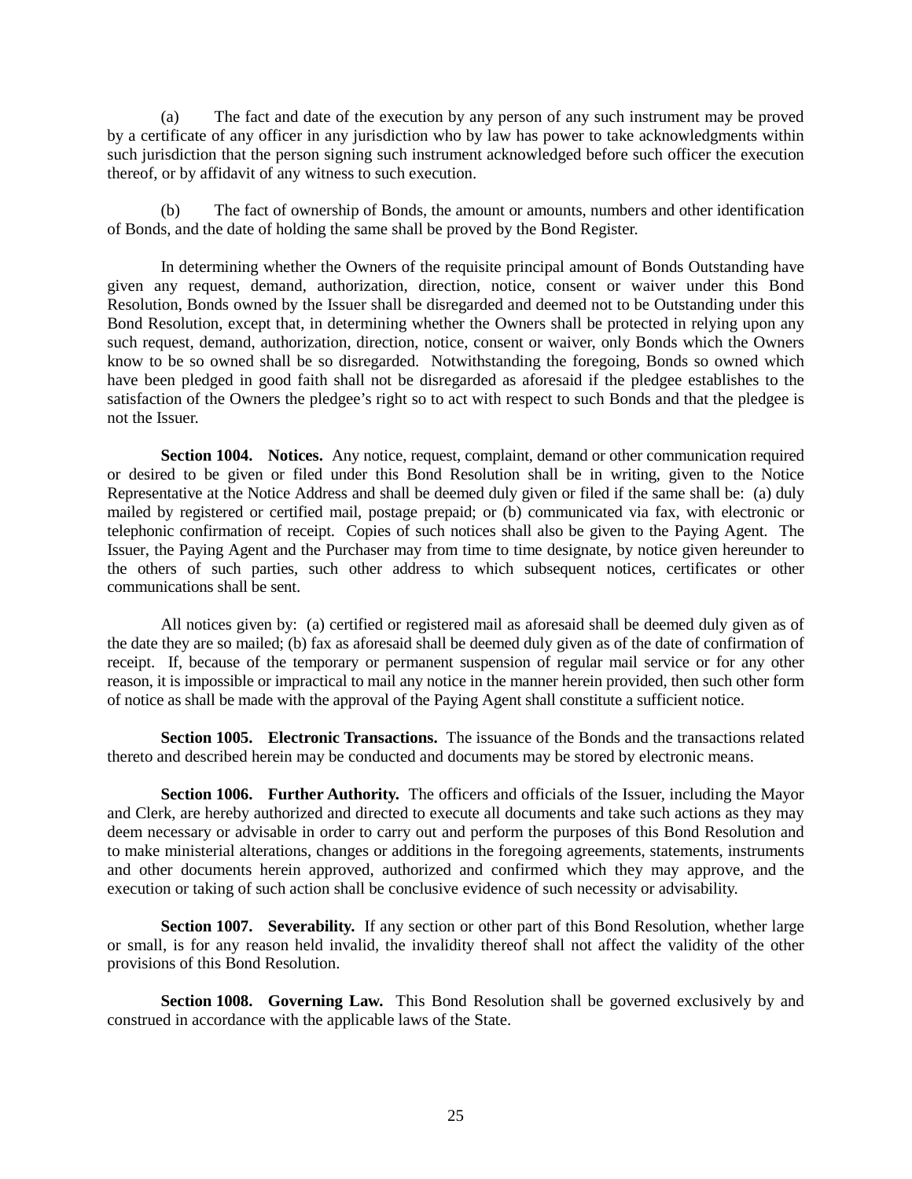(a) The fact and date of the execution by any person of any such instrument may be proved by a certificate of any officer in any jurisdiction who by law has power to take acknowledgments within such jurisdiction that the person signing such instrument acknowledged before such officer the execution thereof, or by affidavit of any witness to such execution.

(b) The fact of ownership of Bonds, the amount or amounts, numbers and other identification of Bonds, and the date of holding the same shall be proved by the Bond Register.

In determining whether the Owners of the requisite principal amount of Bonds Outstanding have given any request, demand, authorization, direction, notice, consent or waiver under this Bond Resolution, Bonds owned by the Issuer shall be disregarded and deemed not to be Outstanding under this Bond Resolution, except that, in determining whether the Owners shall be protected in relying upon any such request, demand, authorization, direction, notice, consent or waiver, only Bonds which the Owners know to be so owned shall be so disregarded. Notwithstanding the foregoing, Bonds so owned which have been pledged in good faith shall not be disregarded as aforesaid if the pledgee establishes to the satisfaction of the Owners the pledgee's right so to act with respect to such Bonds and that the pledgee is not the Issuer.

**Section 1004. Notices.** Any notice, request, complaint, demand or other communication required or desired to be given or filed under this Bond Resolution shall be in writing, given to the Notice Representative at the Notice Address and shall be deemed duly given or filed if the same shall be: (a) duly mailed by registered or certified mail, postage prepaid; or (b) communicated via fax, with electronic or telephonic confirmation of receipt. Copies of such notices shall also be given to the Paying Agent. The Issuer, the Paying Agent and the Purchaser may from time to time designate, by notice given hereunder to the others of such parties, such other address to which subsequent notices, certificates or other communications shall be sent.

All notices given by: (a) certified or registered mail as aforesaid shall be deemed duly given as of the date they are so mailed; (b) fax as aforesaid shall be deemed duly given as of the date of confirmation of receipt. If, because of the temporary or permanent suspension of regular mail service or for any other reason, it is impossible or impractical to mail any notice in the manner herein provided, then such other form of notice as shall be made with the approval of the Paying Agent shall constitute a sufficient notice.

**Section 1005. Electronic Transactions.** The issuance of the Bonds and the transactions related thereto and described herein may be conducted and documents may be stored by electronic means.

**Section 1006. Further Authority.** The officers and officials of the Issuer, including the Mayor and Clerk, are hereby authorized and directed to execute all documents and take such actions as they may deem necessary or advisable in order to carry out and perform the purposes of this Bond Resolution and to make ministerial alterations, changes or additions in the foregoing agreements, statements, instruments and other documents herein approved, authorized and confirmed which they may approve, and the execution or taking of such action shall be conclusive evidence of such necessity or advisability.

**Section 1007. Severability.** If any section or other part of this Bond Resolution, whether large or small, is for any reason held invalid, the invalidity thereof shall not affect the validity of the other provisions of this Bond Resolution.

**Section 1008. Governing Law.** This Bond Resolution shall be governed exclusively by and construed in accordance with the applicable laws of the State.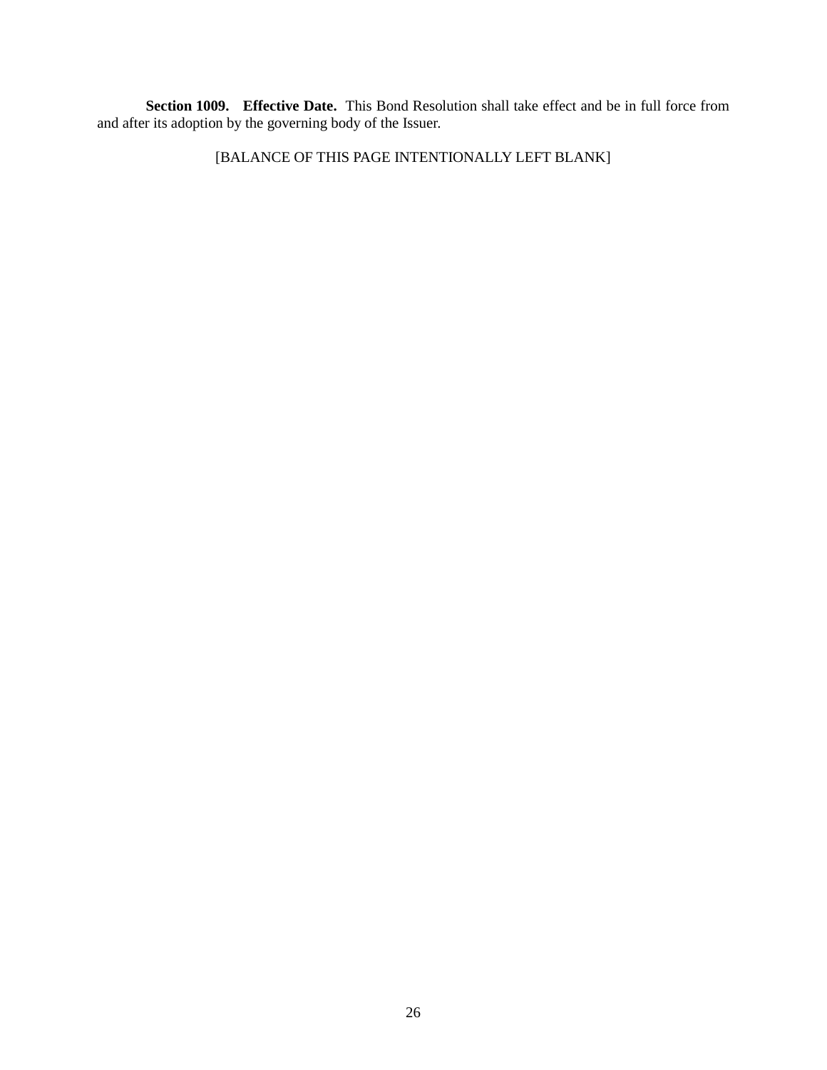**Section 1009. Effective Date.** This Bond Resolution shall take effect and be in full force from and after its adoption by the governing body of the Issuer.

[BALANCE OF THIS PAGE INTENTIONALLY LEFT BLANK]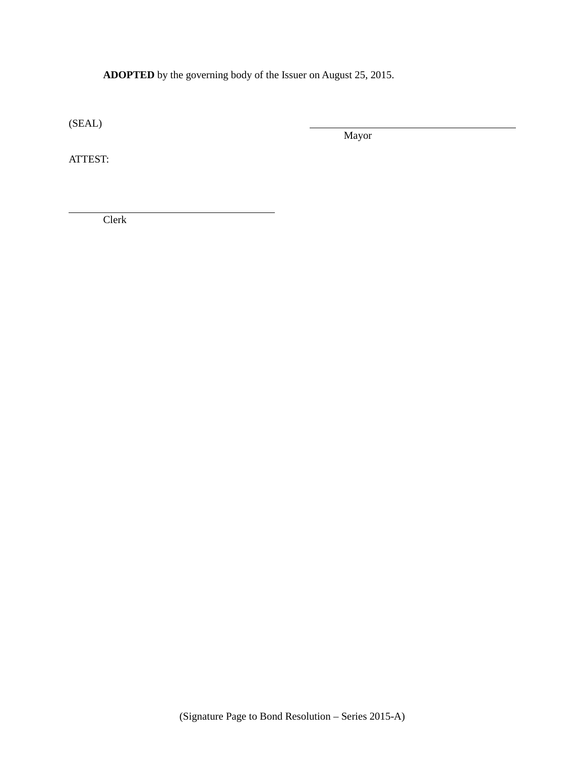**ADOPTED** by the governing body of the Issuer on August 25, 2015.

(SEAL)

\_\_\_\_\_\_\_\_\_\_\_\_\_\_\_\_\_\_\_\_\_\_\_\_\_\_\_\_\_\_\_\_\_\_\_\_\_\_\_\_
Mayor

ATTEST:

\_\_\_\_\_\_\_\_\_\_\_\_\_\_\_\_\_\_\_\_\_\_\_\_\_\_\_\_\_\_\_\_\_\_\_\_\_\_\_\_
Clerk

(Signature Page to Bond Resolution – Series 2015-A)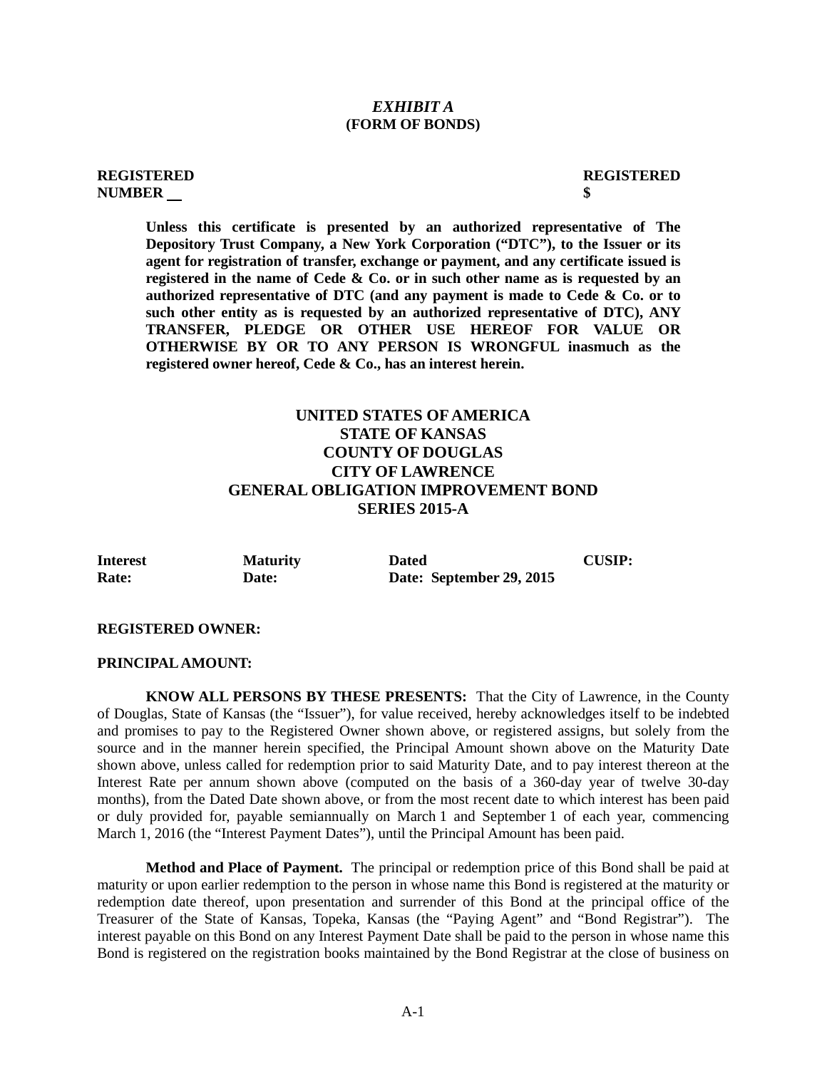***EXHIBIT A***
**(FORM OF BONDS)**

**REGISTERED NUMBER __** **REGISTERED $**

**Unless this certificate is presented by an authorized representative of The Depository Trust Company, a New York Corporation ("DTC"), to the Issuer or its agent for registration of transfer, exchange or payment, and any certificate issued is registered in the name of Cede & Co. or in such other name as is requested by an authorized representative of DTC (and any payment is made to Cede & Co. or to such other entity as is requested by an authorized representative of DTC), ANY TRANSFER, PLEDGE OR OTHER USE HEREOF FOR VALUE OR OTHERWISE BY OR TO ANY PERSON IS WRONGFUL inasmuch as the registered owner hereof, Cede & Co., has an interest herein.**

**UNITED STATES OF AMERICA**
**STATE OF KANSAS**
**COUNTY OF DOUGLAS**
**CITY OF LAWRENCE**
**GENERAL OBLIGATION IMPROVEMENT BOND**
**SERIES 2015-A**

| Interest Rate: | Maturity Date: | Dated Date: September 29, 2015 | CUSIP: |
|---|---|---|---|

**REGISTERED OWNER:**

**PRINCIPAL AMOUNT:**

**KNOW ALL PERSONS BY THESE PRESENTS:** That the City of Lawrence, in the County of Douglas, State of Kansas (the "Issuer"), for value received, hereby acknowledges itself to be indebted and promises to pay to the Registered Owner shown above, or registered assigns, but solely from the source and in the manner herein specified, the Principal Amount shown above on the Maturity Date shown above, unless called for redemption prior to said Maturity Date, and to pay interest thereon at the Interest Rate per annum shown above (computed on the basis of a 360-day year of twelve 30-day months), from the Dated Date shown above, or from the most recent date to which interest has been paid or duly provided for, payable semiannually on March 1 and September 1 of each year, commencing March 1, 2016 (the "Interest Payment Dates"), until the Principal Amount has been paid.

**Method and Place of Payment.** The principal or redemption price of this Bond shall be paid at maturity or upon earlier redemption to the person in whose name this Bond is registered at the maturity or redemption date thereof, upon presentation and surrender of this Bond at the principal office of the Treasurer of the State of Kansas, Topeka, Kansas (the "Paying Agent" and "Bond Registrar"). The interest payable on this Bond on any Interest Payment Date shall be paid to the person in whose name this Bond is registered on the registration books maintained by the Bond Registrar at the close of business on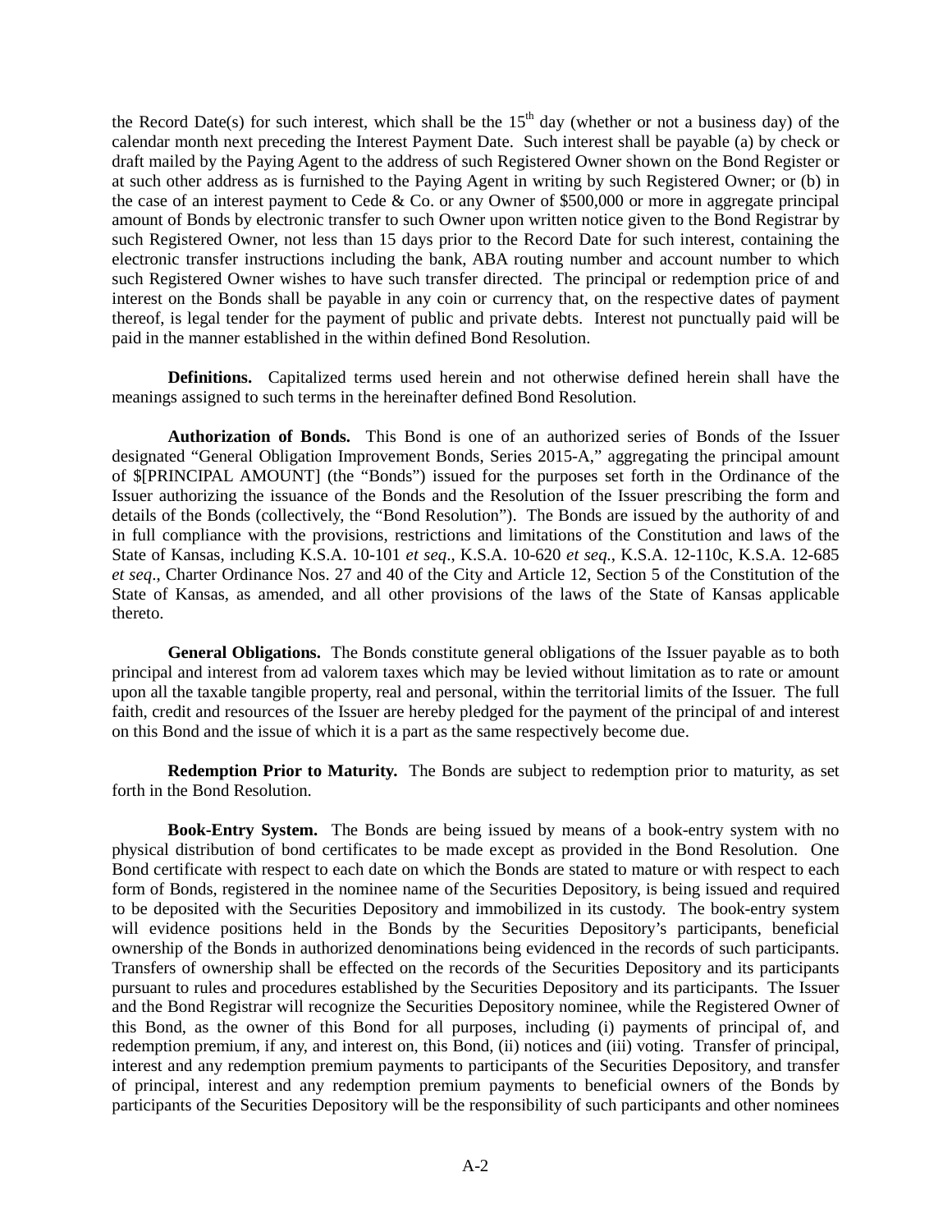the Record Date(s) for such interest, which shall be the 15th day (whether or not a business day) of the calendar month next preceding the Interest Payment Date. Such interest shall be payable (a) by check or draft mailed by the Paying Agent to the address of such Registered Owner shown on the Bond Register or at such other address as is furnished to the Paying Agent in writing by such Registered Owner; or (b) in the case of an interest payment to Cede & Co. or any Owner of $500,000 or more in aggregate principal amount of Bonds by electronic transfer to such Owner upon written notice given to the Bond Registrar by such Registered Owner, not less than 15 days prior to the Record Date for such interest, containing the electronic transfer instructions including the bank, ABA routing number and account number to which such Registered Owner wishes to have such transfer directed. The principal or redemption price of and interest on the Bonds shall be payable in any coin or currency that, on the respective dates of payment thereof, is legal tender for the payment of public and private debts. Interest not punctually paid will be paid in the manner established in the within defined Bond Resolution.

**Definitions.** Capitalized terms used herein and not otherwise defined herein shall have the meanings assigned to such terms in the hereinafter defined Bond Resolution.

**Authorization of Bonds.** This Bond is one of an authorized series of Bonds of the Issuer designated "General Obligation Improvement Bonds, Series 2015-A," aggregating the principal amount of $[PRINCIPAL AMOUNT] (the "Bonds") issued for the purposes set forth in the Ordinance of the Issuer authorizing the issuance of the Bonds and the Resolution of the Issuer prescribing the form and details of the Bonds (collectively, the "Bond Resolution"). The Bonds are issued by the authority of and in full compliance with the provisions, restrictions and limitations of the Constitution and laws of the State of Kansas, including K.S.A. 10-101 *et seq*., K.S.A. 10-620 *et seq.*, K.S.A. 12-110c, K.S.A. 12-685 *et seq*., Charter Ordinance Nos. 27 and 40 of the City and Article 12, Section 5 of the Constitution of the State of Kansas, as amended, and all other provisions of the laws of the State of Kansas applicable thereto.

**General Obligations.** The Bonds constitute general obligations of the Issuer payable as to both principal and interest from ad valorem taxes which may be levied without limitation as to rate or amount upon all the taxable tangible property, real and personal, within the territorial limits of the Issuer. The full faith, credit and resources of the Issuer are hereby pledged for the payment of the principal of and interest on this Bond and the issue of which it is a part as the same respectively become due.

**Redemption Prior to Maturity.** The Bonds are subject to redemption prior to maturity, as set forth in the Bond Resolution.

**Book-Entry System.** The Bonds are being issued by means of a book-entry system with no physical distribution of bond certificates to be made except as provided in the Bond Resolution. One Bond certificate with respect to each date on which the Bonds are stated to mature or with respect to each form of Bonds, registered in the nominee name of the Securities Depository, is being issued and required to be deposited with the Securities Depository and immobilized in its custody. The book-entry system will evidence positions held in the Bonds by the Securities Depository's participants, beneficial ownership of the Bonds in authorized denominations being evidenced in the records of such participants. Transfers of ownership shall be effected on the records of the Securities Depository and its participants pursuant to rules and procedures established by the Securities Depository and its participants. The Issuer and the Bond Registrar will recognize the Securities Depository nominee, while the Registered Owner of this Bond, as the owner of this Bond for all purposes, including (i) payments of principal of, and redemption premium, if any, and interest on, this Bond, (ii) notices and (iii) voting. Transfer of principal, interest and any redemption premium payments to participants of the Securities Depository, and transfer of principal, interest and any redemption premium payments to beneficial owners of the Bonds by participants of the Securities Depository will be the responsibility of such participants and other nominees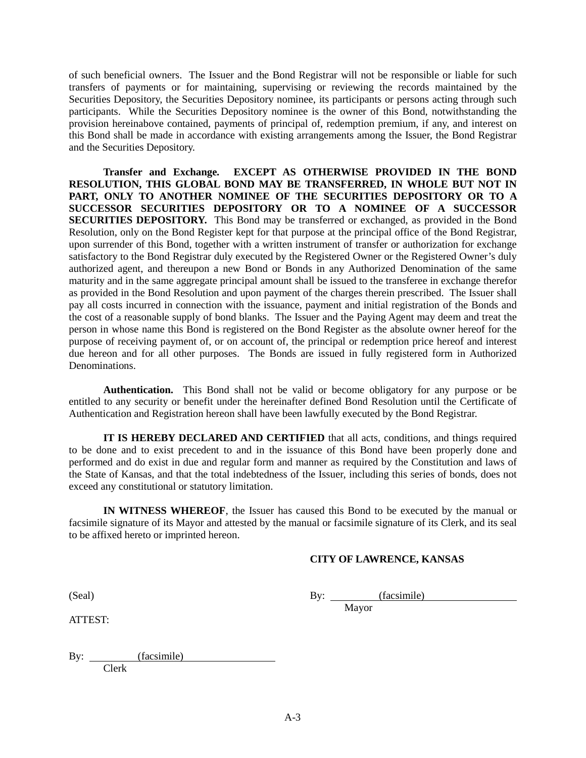of such beneficial owners. The Issuer and the Bond Registrar will not be responsible or liable for such transfers of payments or for maintaining, supervising or reviewing the records maintained by the Securities Depository, the Securities Depository nominee, its participants or persons acting through such participants. While the Securities Depository nominee is the owner of this Bond, notwithstanding the provision hereinabove contained, payments of principal of, redemption premium, if any, and interest on this Bond shall be made in accordance with existing arrangements among the Issuer, the Bond Registrar and the Securities Depository.

**Transfer and Exchange. EXCEPT AS OTHERWISE PROVIDED IN THE BOND RESOLUTION, THIS GLOBAL BOND MAY BE TRANSFERRED, IN WHOLE BUT NOT IN PART, ONLY TO ANOTHER NOMINEE OF THE SECURITIES DEPOSITORY OR TO A SUCCESSOR SECURITIES DEPOSITORY OR TO A NOMINEE OF A SUCCESSOR SECURITIES DEPOSITORY.** This Bond may be transferred or exchanged, as provided in the Bond Resolution, only on the Bond Register kept for that purpose at the principal office of the Bond Registrar, upon surrender of this Bond, together with a written instrument of transfer or authorization for exchange satisfactory to the Bond Registrar duly executed by the Registered Owner or the Registered Owner's duly authorized agent, and thereupon a new Bond or Bonds in any Authorized Denomination of the same maturity and in the same aggregate principal amount shall be issued to the transferee in exchange therefor as provided in the Bond Resolution and upon payment of the charges therein prescribed. The Issuer shall pay all costs incurred in connection with the issuance, payment and initial registration of the Bonds and the cost of a reasonable supply of bond blanks. The Issuer and the Paying Agent may deem and treat the person in whose name this Bond is registered on the Bond Register as the absolute owner hereof for the purpose of receiving payment of, or on account of, the principal or redemption price hereof and interest due hereon and for all other purposes. The Bonds are issued in fully registered form in Authorized Denominations.

**Authentication.** This Bond shall not be valid or become obligatory for any purpose or be entitled to any security or benefit under the hereinafter defined Bond Resolution until the Certificate of Authentication and Registration hereon shall have been lawfully executed by the Bond Registrar.

**IT IS HEREBY DECLARED AND CERTIFIED** that all acts, conditions, and things required to be done and to exist precedent to and in the issuance of this Bond have been properly done and performed and do exist in due and regular form and manner as required by the Constitution and laws of the State of Kansas, and that the total indebtedness of the Issuer, including this series of bonds, does not exceed any constitutional or statutory limitation.

**IN WITNESS WHEREOF**, the Issuer has caused this Bond to be executed by the manual or facsimile signature of its Mayor and attested by the manual or facsimile signature of its Clerk, and its seal to be affixed hereto or imprinted hereon.

**CITY OF LAWRENCE, KANSAS**

(Seal)

By: (facsimile)
Mayor

ATTEST:

By: (facsimile)
Clerk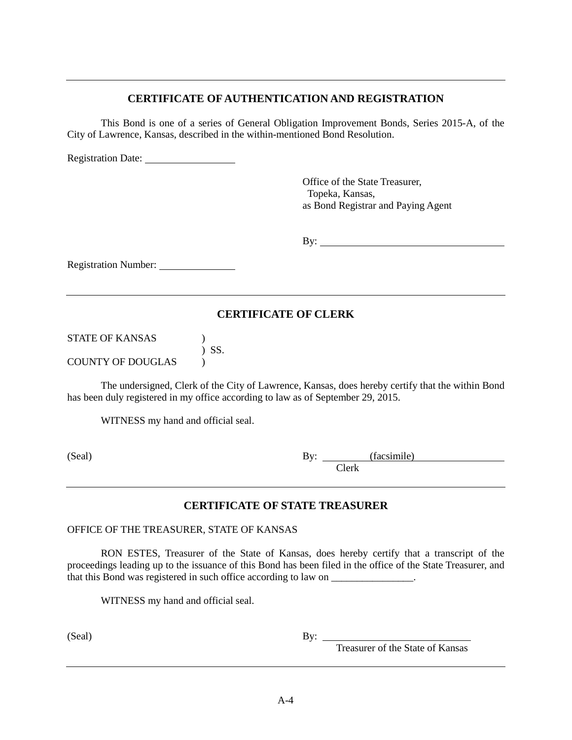---

## CERTIFICATE OF AUTHENTICATION AND REGISTRATION

This Bond is one of a series of General Obligation Improvement Bonds, Series 2015-A, of the City of Lawrence, Kansas, described in the within-mentioned Bond Resolution.

Registration Date: ________________

Office of the State Treasurer,
Topeka, Kansas,
as Bond Registrar and Paying Agent

By: ________________________________

Registration Number: ______________

---

## CERTIFICATE OF CLERK

STATE OF KANSAS )
) SS.
COUNTY OF DOUGLAS )

The undersigned, Clerk of the City of Lawrence, Kansas, does hereby certify that the within Bond has been duly registered in my office according to law as of September 29, 2015.

WITNESS my hand and official seal.

(Seal)

By: (facsimile)
Clerk

---

## CERTIFICATE OF STATE TREASURER

OFFICE OF THE TREASURER, STATE OF KANSAS

RON ESTES, Treasurer of the State of Kansas, does hereby certify that a transcript of the proceedings leading up to the issuance of this Bond has been filed in the office of the State Treasurer, and that this Bond was registered in such office according to law on ________________.

WITNESS my hand and official seal.

(Seal)

By: ____________________________
Treasurer of the State of Kansas

---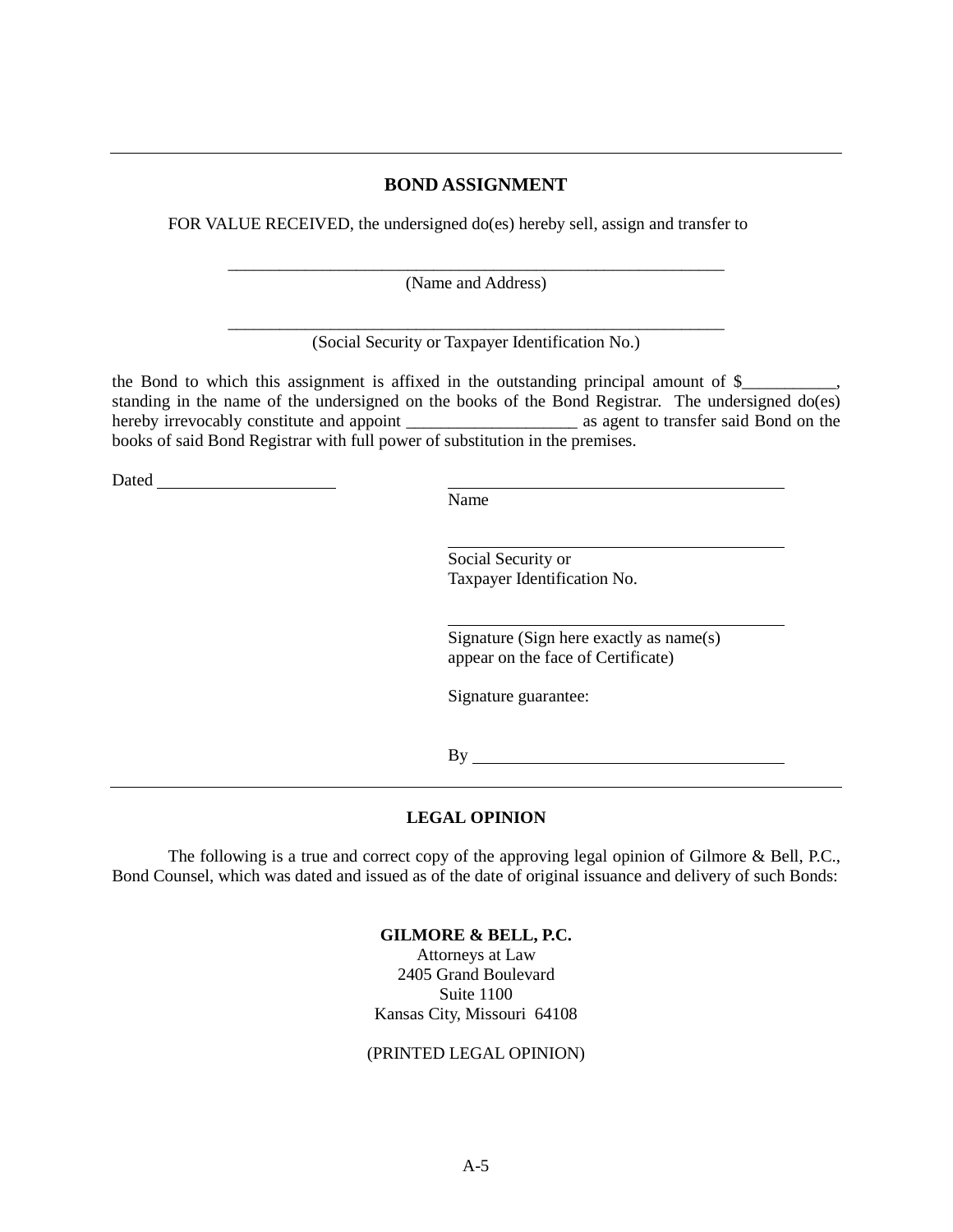---

## BOND ASSIGNMENT

FOR VALUE RECEIVED, the undersigned do(es) hereby sell, assign and transfer to

______________________________________________________________
(Name and Address)

______________________________________________________________
(Social Security or Taxpayer Identification No.)

the Bond to which this assignment is affixed in the outstanding principal amount of $___________, standing in the name of the undersigned on the books of the Bond Registrar. The undersigned do(es) hereby irrevocably constitute and appoint ____________________ as agent to transfer said Bond on the books of said Bond Registrar with full power of substitution in the premises.

Dated _____________________

_________________________________________
Name

_________________________________________
Social Security or
Taxpayer Identification No.

_________________________________________
Signature (Sign here exactly as name(s) appear on the face of Certificate)

Signature guarantee:

By _____________________________________

---

## LEGAL OPINION

The following is a true and correct copy of the approving legal opinion of Gilmore & Bell, P.C., Bond Counsel, which was dated and issued as of the date of original issuance and delivery of such Bonds:

**GILMORE & BELL, P.C.**
Attorneys at Law
2405 Grand Boulevard
Suite 1100
Kansas City, Missouri 64108

(PRINTED LEGAL OPINION)